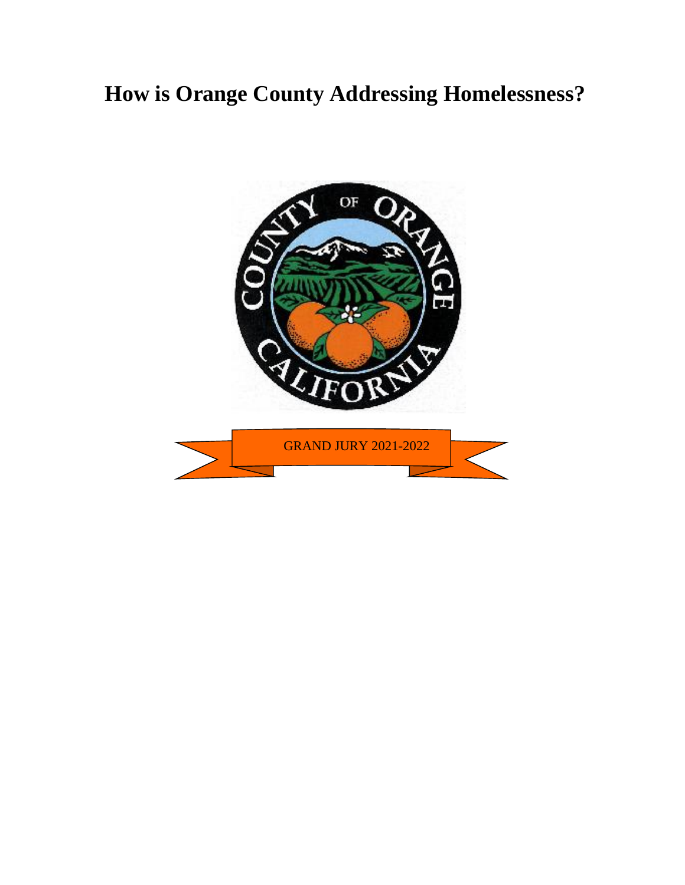# How is Orange County Addressing Homelessness?

GRAND JURY 2021-2022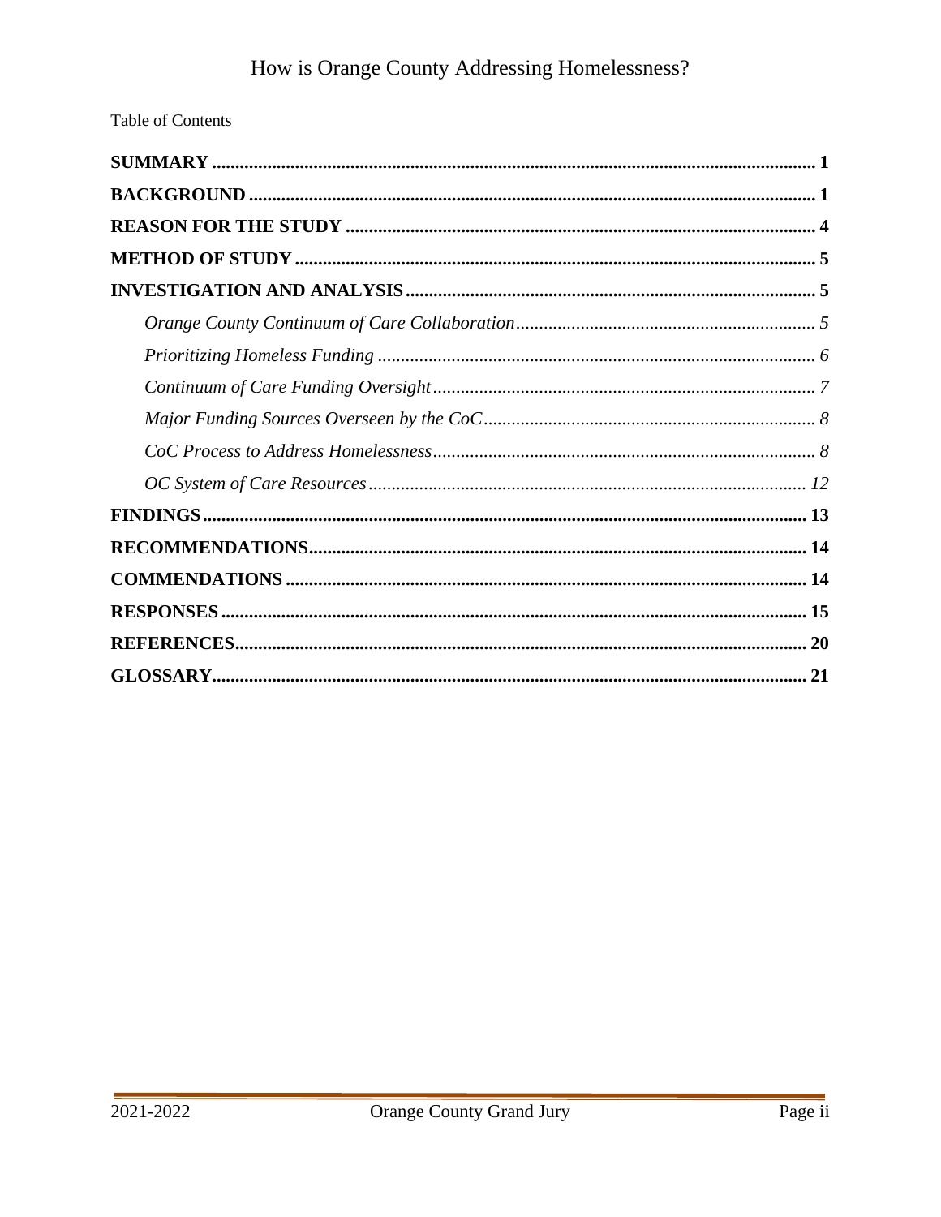Table of Contents

**SUMMARY** ..... **1**

**BACKGROUND** ..... **1**

**REASON FOR THE STUDY** ..... **4**

**METHOD OF STUDY** ..... **5**

**INVESTIGATION AND ANALYSIS** ..... **5**

- *Orange County Continuum of Care Collaboration* ..... *5*
- *Prioritizing Homeless Funding* ..... *6*
- *Continuum of Care Funding Oversight* ..... *7*
- *Major Funding Sources Overseen by the CoC* ..... *8*
- *CoC Process to Address Homelessness* ..... *8*
- *OC System of Care Resources* ..... *12*

**FINDINGS** ..... **13**

**RECOMMENDATIONS** ..... **14**

**COMMENDATIONS** ..... **14**

**RESPONSES** ..... **15**

**REFERENCES** ..... **20**

**GLOSSARY** ..... **21**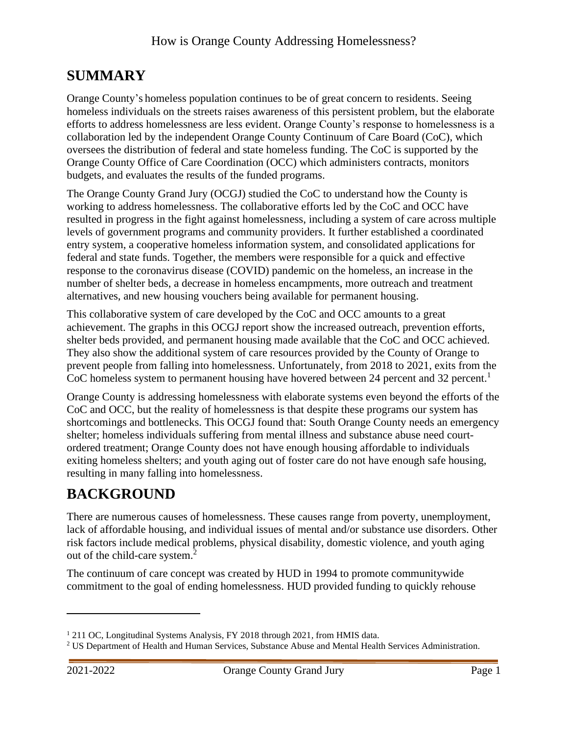## SUMMARY

Orange County's homeless population continues to be of great concern to residents. Seeing homeless individuals on the streets raises awareness of this persistent problem, but the elaborate efforts to address homelessness are less evident. Orange County's response to homelessness is a collaboration led by the independent Orange County Continuum of Care Board (CoC), which oversees the distribution of federal and state homeless funding. The CoC is supported by the Orange County Office of Care Coordination (OCC) which administers contracts, monitors budgets, and evaluates the results of the funded programs.

The Orange County Grand Jury (OCGJ) studied the CoC to understand how the County is working to address homelessness. The collaborative efforts led by the CoC and OCC have resulted in progress in the fight against homelessness, including a system of care across multiple levels of government programs and community providers. It further established a coordinated entry system, a cooperative homeless information system, and consolidated applications for federal and state funds. Together, the members were responsible for a quick and effective response to the coronavirus disease (COVID) pandemic on the homeless, an increase in the number of shelter beds, a decrease in homeless encampments, more outreach and treatment alternatives, and new housing vouchers being available for permanent housing.

This collaborative system of care developed by the CoC and OCC amounts to a great achievement. The graphs in this OCGJ report show the increased outreach, prevention efforts, shelter beds provided, and permanent housing made available that the CoC and OCC achieved. They also show the additional system of care resources provided by the County of Orange to prevent people from falling into homelessness. Unfortunately, from 2018 to 2021, exits from the CoC homeless system to permanent housing have hovered between 24 percent and 32 percent.[1]

Orange County is addressing homelessness with elaborate systems even beyond the efforts of the CoC and OCC, but the reality of homelessness is that despite these programs our system has shortcomings and bottlenecks. This OCGJ found that: South Orange County needs an emergency shelter; homeless individuals suffering from mental illness and substance abuse need court-ordered treatment; Orange County does not have enough housing affordable to individuals exiting homeless shelters; and youth aging out of foster care do not have enough safe housing, resulting in many falling into homelessness.

## BACKGROUND

There are numerous causes of homelessness. These causes range from poverty, unemployment, lack of affordable housing, and individual issues of mental and/or substance use disorders. Other risk factors include medical problems, physical disability, domestic violence, and youth aging out of the child-care system.[2]

The continuum of care concept was created by HUD in 1994 to promote communitywide commitment to the goal of ending homelessness. HUD provided funding to quickly rehouse

---

[1] 211 OC, Longitudinal Systems Analysis, FY 2018 through 2021, from HMIS data.

[2] US Department of Health and Human Services, Substance Abuse and Mental Health Services Administration.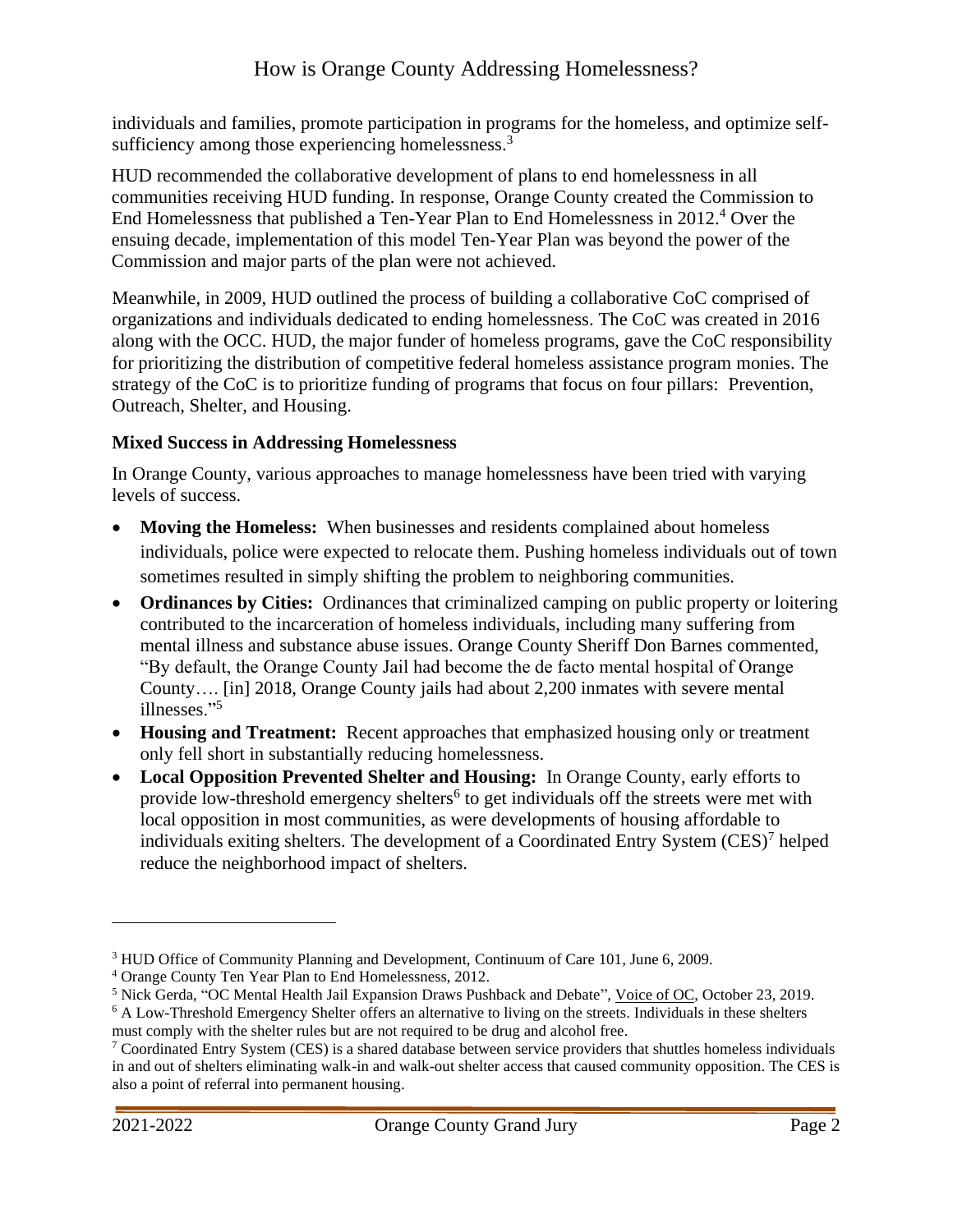individuals and families, promote participation in programs for the homeless, and optimize self-sufficiency among those experiencing homelessness.[3]

HUD recommended the collaborative development of plans to end homelessness in all communities receiving HUD funding. In response, Orange County created the Commission to End Homelessness that published a Ten-Year Plan to End Homelessness in 2012.[4] Over the ensuing decade, implementation of this model Ten-Year Plan was beyond the power of the Commission and major parts of the plan were not achieved.

Meanwhile, in 2009, HUD outlined the process of building a collaborative CoC comprised of organizations and individuals dedicated to ending homelessness. The CoC was created in 2016 along with the OCC. HUD, the major funder of homeless programs, gave the CoC responsibility for prioritizing the distribution of competitive federal homeless assistance program monies. The strategy of the CoC is to prioritize funding of programs that focus on four pillars: Prevention, Outreach, Shelter, and Housing.

**Mixed Success in Addressing Homelessness**

In Orange County, various approaches to manage homelessness have been tried with varying levels of success.

- **Moving the Homeless:** When businesses and residents complained about homeless individuals, police were expected to relocate them. Pushing homeless individuals out of town sometimes resulted in simply shifting the problem to neighboring communities.
- **Ordinances by Cities:** Ordinances that criminalized camping on public property or loitering contributed to the incarceration of homeless individuals, including many suffering from mental illness and substance abuse issues. Orange County Sheriff Don Barnes commented, "By default, the Orange County Jail had become the de facto mental hospital of Orange County…. [in] 2018, Orange County jails had about 2,200 inmates with severe mental illnesses."[5]
- **Housing and Treatment:** Recent approaches that emphasized housing only or treatment only fell short in substantially reducing homelessness.
- **Local Opposition Prevented Shelter and Housing:** In Orange County, early efforts to provide low-threshold emergency shelters[6] to get individuals off the streets were met with local opposition in most communities, as were developments of housing affordable to individuals exiting shelters. The development of a Coordinated Entry System (CES)[7] helped reduce the neighborhood impact of shelters.

---

[3] HUD Office of Community Planning and Development, Continuum of Care 101, June 6, 2009.

[4] Orange County Ten Year Plan to End Homelessness, 2012.

[5] Nick Gerda, "OC Mental Health Jail Expansion Draws Pushback and Debate", Voice of OC, October 23, 2019.

[6] A Low-Threshold Emergency Shelter offers an alternative to living on the streets. Individuals in these shelters must comply with the shelter rules but are not required to be drug and alcohol free.

[7] Coordinated Entry System (CES) is a shared database between service providers that shuttles homeless individuals in and out of shelters eliminating walk-in and walk-out shelter access that caused community opposition. The CES is also a point of referral into permanent housing.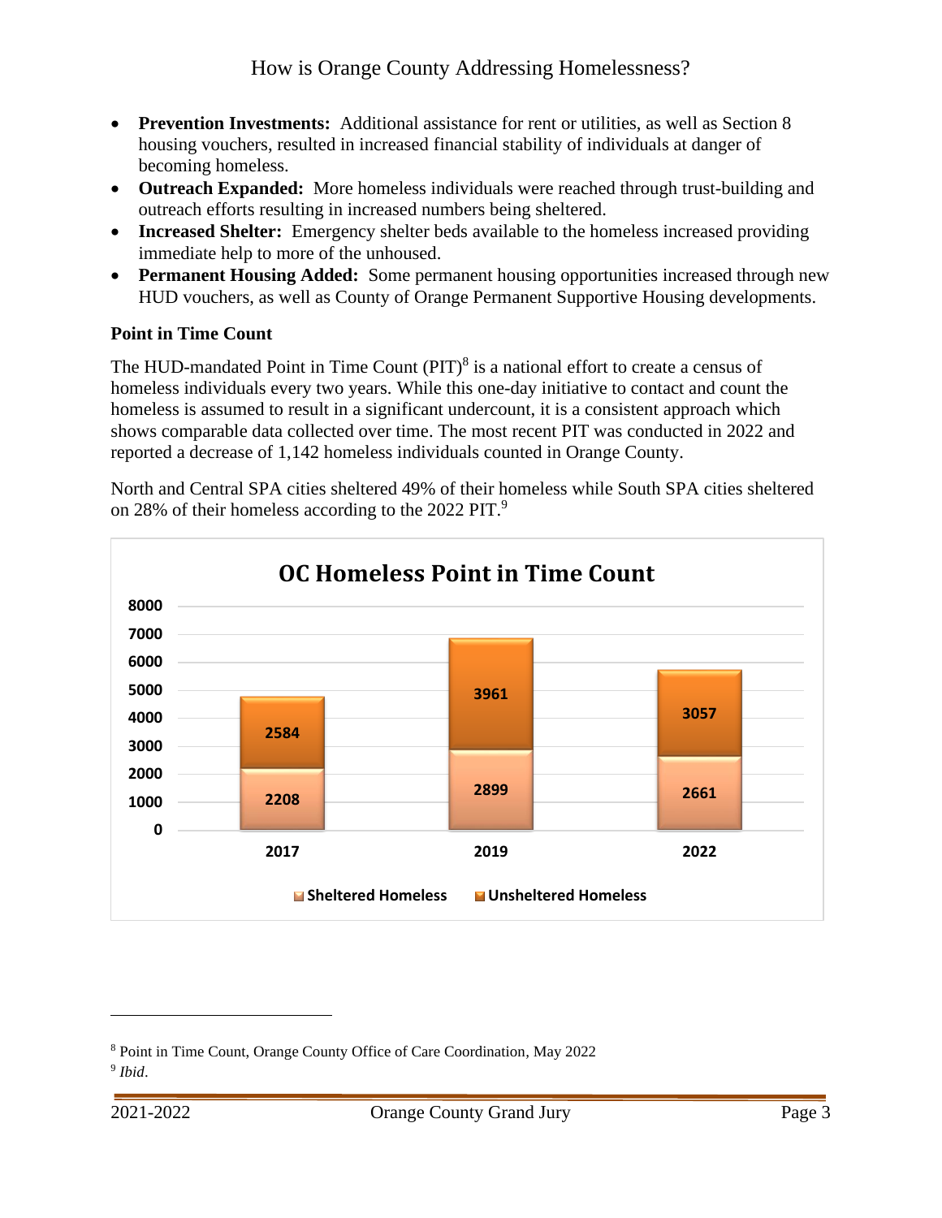How is Orange County Addressing Homelessness?

- **Prevention Investments:** Additional assistance for rent or utilities, as well as Section 8 housing vouchers, resulted in increased financial stability of individuals at danger of becoming homeless.
- **Outreach Expanded:** More homeless individuals were reached through trust-building and outreach efforts resulting in increased numbers being sheltered.
- **Increased Shelter:** Emergency shelter beds available to the homeless increased providing immediate help to more of the unhoused.
- **Permanent Housing Added:** Some permanent housing opportunities increased through new HUD vouchers, as well as County of Orange Permanent Supportive Housing developments.

### Point in Time Count

The HUD-mandated Point in Time Count (PIT)[8] is a national effort to create a census of homeless individuals every two years. While this one-day initiative to contact and count the homeless is assumed to result in a significant undercount, it is a consistent approach which shows comparable data collected over time. The most recent PIT was conducted in 2022 and reported a decrease of 1,142 homeless individuals counted in Orange County.

North and Central SPA cities sheltered 49% of their homeless while South SPA cities sheltered on 28% of their homeless according to the 2022 PIT.[9]

**OC Homeless Point in Time Count**

| Year | Sheltered Homeless | Unsheltered Homeless |
|---|---|---|
| 2017 | 2208 | 2584 |
| 2019 | 2899 | 3961 |
| 2022 | 2661 | 3057 |

---

[8] Point in Time Count, Orange County Office of Care Coordination, May 2022

[9] *Ibid*.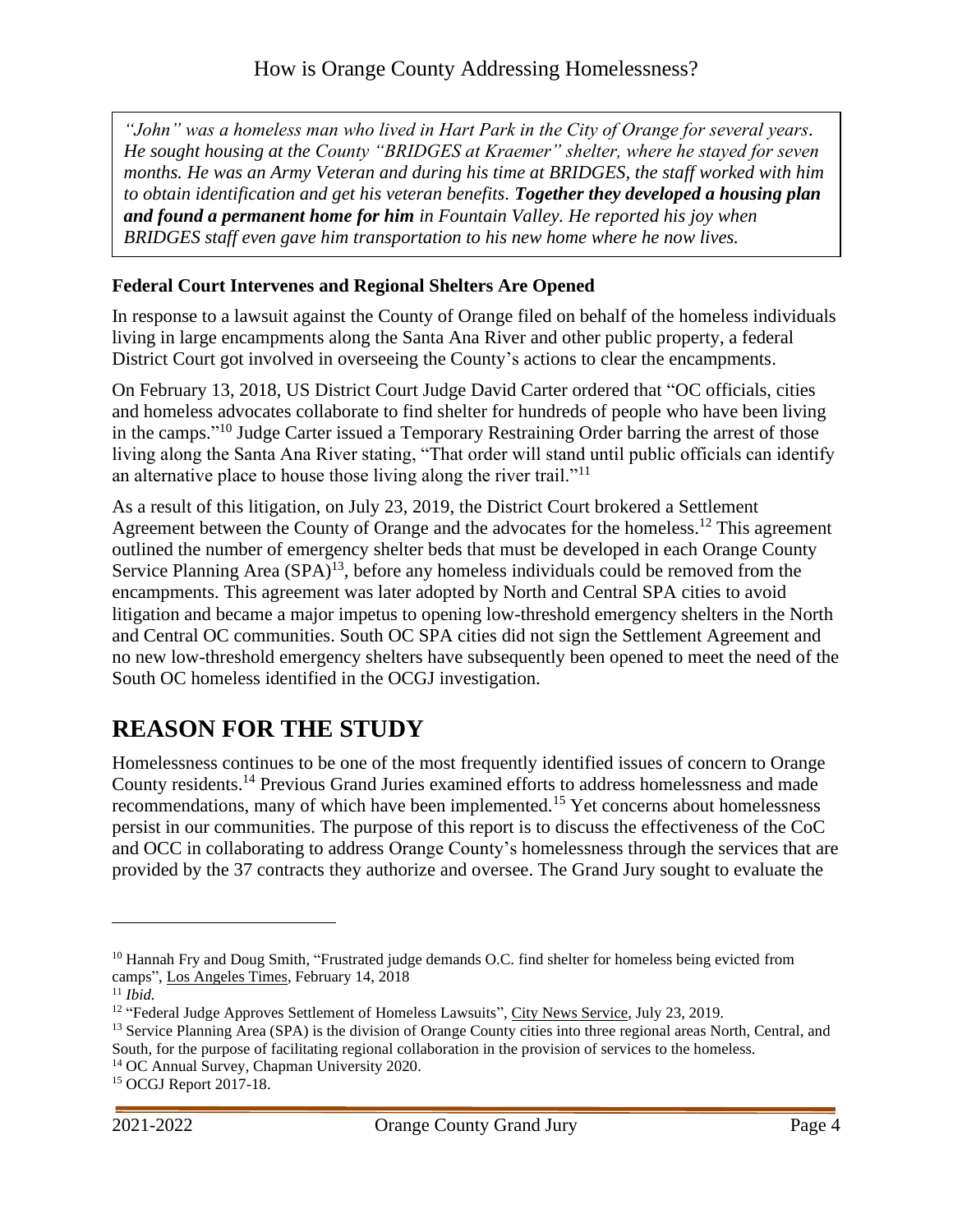*"John" was a homeless man who lived in Hart Park in the City of Orange for several years. He sought housing at the County "BRIDGES at Kraemer" shelter, where he stayed for seven months. He was an Army Veteran and during his time at BRIDGES, the staff worked with him to obtain identification and get his veteran benefits.* ***Together they developed a housing plan and found a permanent home for him*** *in Fountain Valley. He reported his joy when BRIDGES staff even gave him transportation to his new home where he now lives.*

### Federal Court Intervenes and Regional Shelters Are Opened

In response to a lawsuit against the County of Orange filed on behalf of the homeless individuals living in large encampments along the Santa Ana River and other public property, a federal District Court got involved in overseeing the County's actions to clear the encampments.

On February 13, 2018, US District Court Judge David Carter ordered that "OC officials, cities and homeless advocates collaborate to find shelter for hundreds of people who have been living in the camps."[10] Judge Carter issued a Temporary Restraining Order barring the arrest of those living along the Santa Ana River stating, "That order will stand until public officials can identify an alternative place to house those living along the river trail."[11]

As a result of this litigation, on July 23, 2019, the District Court brokered a Settlement Agreement between the County of Orange and the advocates for the homeless.[12] This agreement outlined the number of emergency shelter beds that must be developed in each Orange County Service Planning Area (SPA)[13], before any homeless individuals could be removed from the encampments. This agreement was later adopted by North and Central SPA cities to avoid litigation and became a major impetus to opening low-threshold emergency shelters in the North and Central OC communities. South OC SPA cities did not sign the Settlement Agreement and no new low-threshold emergency shelters have subsequently been opened to meet the need of the South OC homeless identified in the OCGJ investigation.

## REASON FOR THE STUDY

Homelessness continues to be one of the most frequently identified issues of concern to Orange County residents.[14] Previous Grand Juries examined efforts to address homelessness and made recommendations, many of which have been implemented.[15] Yet concerns about homelessness persist in our communities. The purpose of this report is to discuss the effectiveness of the CoC and OCC in collaborating to address Orange County's homelessness through the services that are provided by the 37 contracts they authorize and oversee. The Grand Jury sought to evaluate the

---

[10] Hannah Fry and Doug Smith, "Frustrated judge demands O.C. find shelter for homeless being evicted from camps", Los Angeles Times, February 14, 2018

[11] *Ibid.*

[12] "Federal Judge Approves Settlement of Homeless Lawsuits", City News Service, July 23, 2019.

[13] Service Planning Area (SPA) is the division of Orange County cities into three regional areas North, Central, and South, for the purpose of facilitating regional collaboration in the provision of services to the homeless.

[14] OC Annual Survey, Chapman University 2020.

[15] OCGJ Report 2017-18.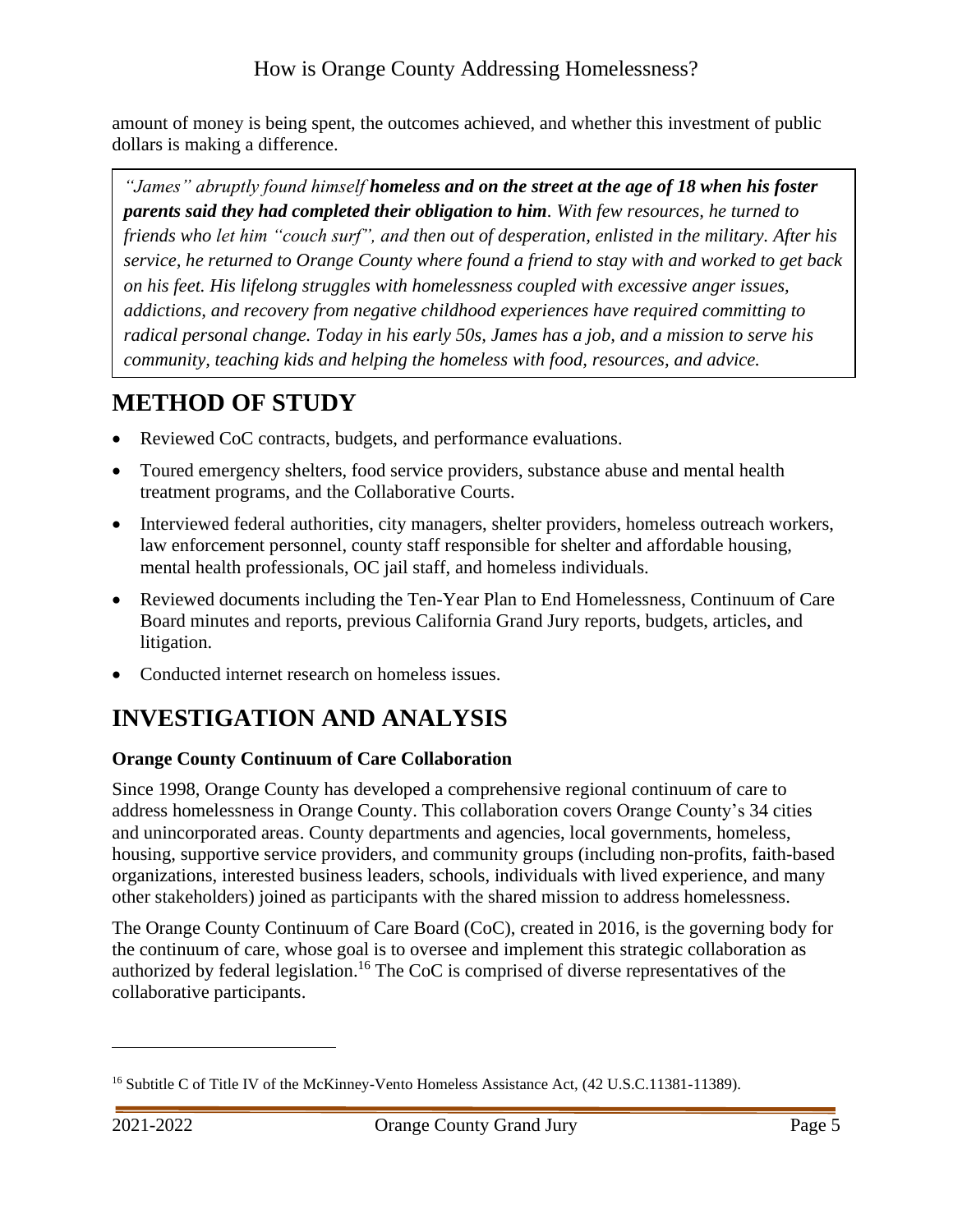amount of money is being spent, the outcomes achieved, and whether this investment of public dollars is making a difference.

> *"James" abruptly found himself* ***homeless and on the street at the age of 18 when his foster parents said they had completed their obligation to him****. With few resources, he turned to friends who let him "couch surf", and then out of desperation, enlisted in the military. After his service, he returned to Orange County where found a friend to stay with and worked to get back on his feet. His lifelong struggles with homelessness coupled with excessive anger issues, addictions, and recovery from negative childhood experiences have required committing to radical personal change. Today in his early 50s, James has a job, and a mission to serve his community, teaching kids and helping the homeless with food, resources, and advice.*

# METHOD OF STUDY

- Reviewed CoC contracts, budgets, and performance evaluations.
- Toured emergency shelters, food service providers, substance abuse and mental health treatment programs, and the Collaborative Courts.
- Interviewed federal authorities, city managers, shelter providers, homeless outreach workers, law enforcement personnel, county staff responsible for shelter and affordable housing, mental health professionals, OC jail staff, and homeless individuals.
- Reviewed documents including the Ten-Year Plan to End Homelessness, Continuum of Care Board minutes and reports, previous California Grand Jury reports, budgets, articles, and litigation.
- Conducted internet research on homeless issues.

# INVESTIGATION AND ANALYSIS

### Orange County Continuum of Care Collaboration

Since 1998, Orange County has developed a comprehensive regional continuum of care to address homelessness in Orange County. This collaboration covers Orange County's 34 cities and unincorporated areas. County departments and agencies, local governments, homeless, housing, supportive service providers, and community groups (including non-profits, faith-based organizations, interested business leaders, schools, individuals with lived experience, and many other stakeholders) joined as participants with the shared mission to address homelessness.

The Orange County Continuum of Care Board (CoC), created in 2016, is the governing body for the continuum of care, whose goal is to oversee and implement this strategic collaboration as authorized by federal legislation.[16] The CoC is comprised of diverse representatives of the collaborative participants.

---

[16] Subtitle C of Title IV of the McKinney-Vento Homeless Assistance Act, (42 U.S.C.11381-11389).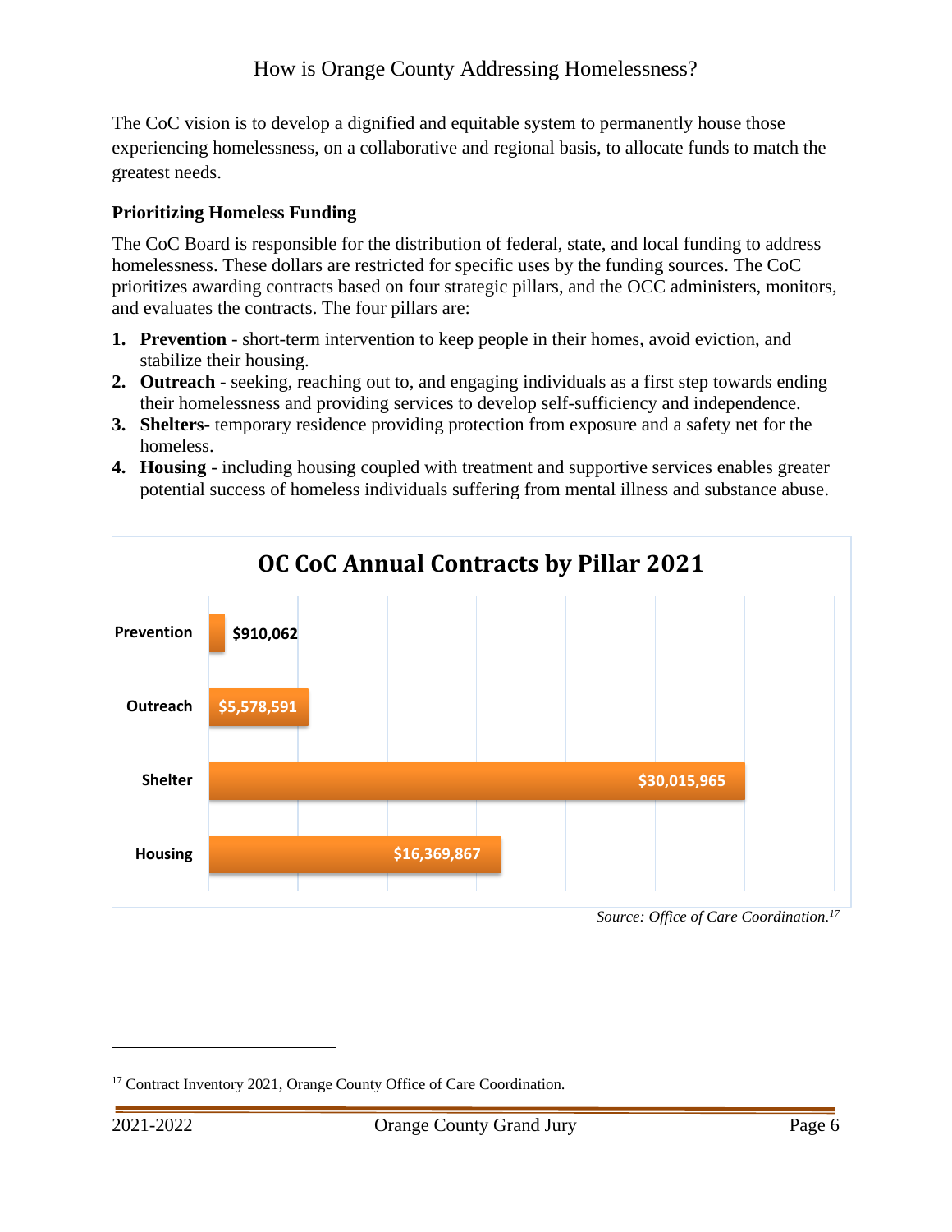## How is Orange County Addressing Homelessness?

The CoC vision is to develop a dignified and equitable system to permanently house those experiencing homelessness, on a collaborative and regional basis, to allocate funds to match the greatest needs.

### Prioritizing Homeless Funding

The CoC Board is responsible for the distribution of federal, state, and local funding to address homelessness. These dollars are restricted for specific uses by the funding sources. The CoC prioritizes awarding contracts based on four strategic pillars, and the OCC administers, monitors, and evaluates the contracts. The four pillars are:

1. **Prevention** - short-term intervention to keep people in their homes, avoid eviction, and stabilize their housing.
2. **Outreach** - seeking, reaching out to, and engaging individuals as a first step towards ending their homelessness and providing services to develop self-sufficiency and independence.
3. **Shelters-** temporary residence providing protection from exposure and a safety net for the homeless.
4. **Housing** - including housing coupled with treatment and supportive services enables greater potential success of homeless individuals suffering from mental illness and substance abuse.

**OC CoC Annual Contracts by Pillar 2021**

| Pillar | Amount |
|---|---|
| Prevention | $910,062 |
| Outreach | $5,578,591 |
| Shelter | $30,015,965 |
| Housing | $16,369,867 |

*Source: Office of Care Coordination.*[17]

[17] Contract Inventory 2021, Orange County Office of Care Coordination.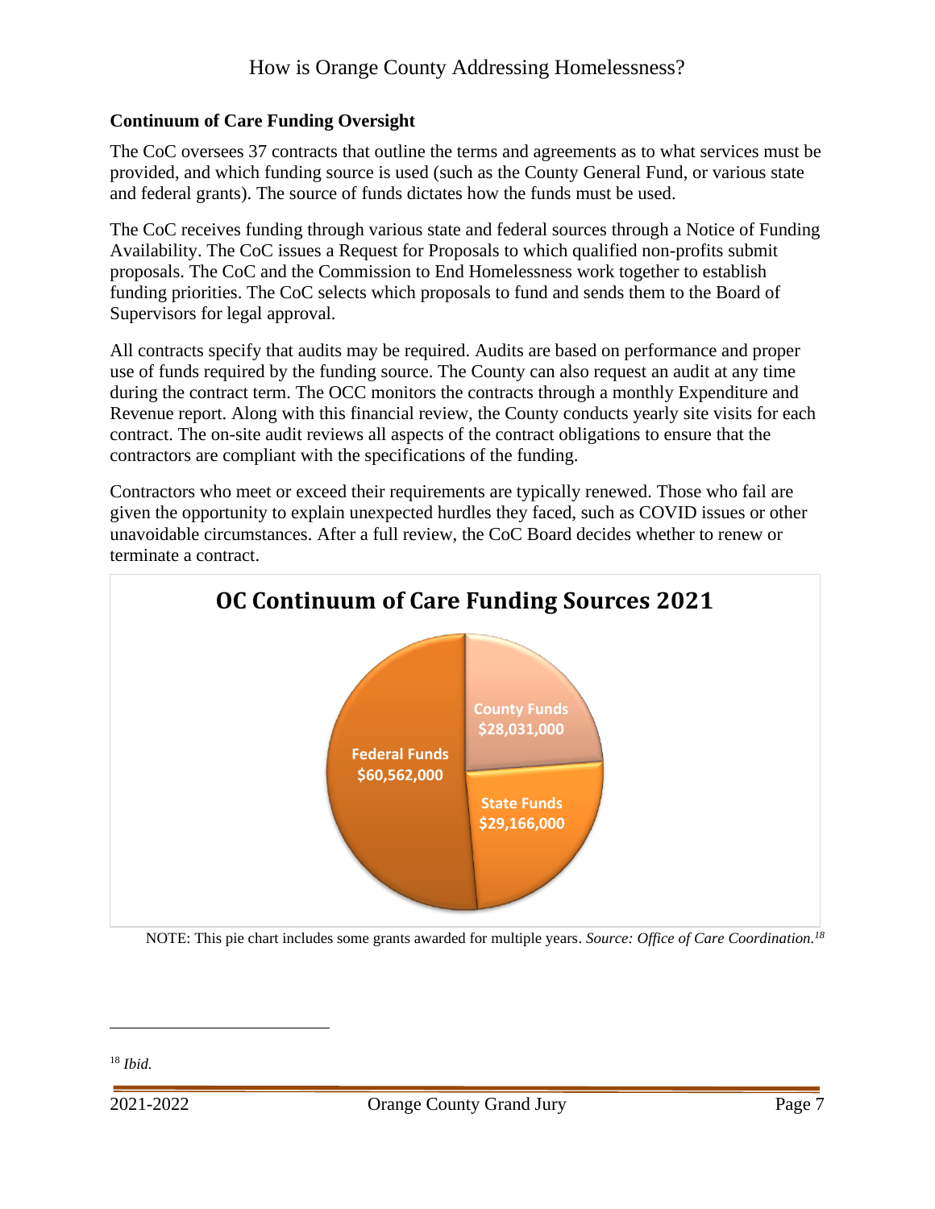### Continuum of Care Funding Oversight

The CoC oversees 37 contracts that outline the terms and agreements as to what services must be provided, and which funding source is used (such as the County General Fund, or various state and federal grants). The source of funds dictates how the funds must be used.

The CoC receives funding through various state and federal sources through a Notice of Funding Availability. The CoC issues a Request for Proposals to which qualified non-profits submit proposals. The CoC and the Commission to End Homelessness work together to establish funding priorities. The CoC selects which proposals to fund and sends them to the Board of Supervisors for legal approval.

All contracts specify that audits may be required. Audits are based on performance and proper use of funds required by the funding source. The County can also request an audit at any time during the contract term. The OCC monitors the contracts through a monthly Expenditure and Revenue report. Along with this financial review, the County conducts yearly site visits for each contract. The on-site audit reviews all aspects of the contract obligations to ensure that the contractors are compliant with the specifications of the funding.

Contractors who meet or exceed their requirements are typically renewed. Those who fail are given the opportunity to explain unexpected hurdles they faced, such as COVID issues or other unavoidable circumstances. After a full review, the CoC Board decides whether to renew or terminate a contract.

**OC Continuum of Care Funding Sources 2021**

| Source | Amount |
|---|---|
| County Funds | $28,031,000 |
| State Funds | $29,166,000 |
| Federal Funds | $60,562,000 |

NOTE: This pie chart includes some grants awarded for multiple years. *Source: Office of Care Coordination.*[18]

[18] *Ibid.*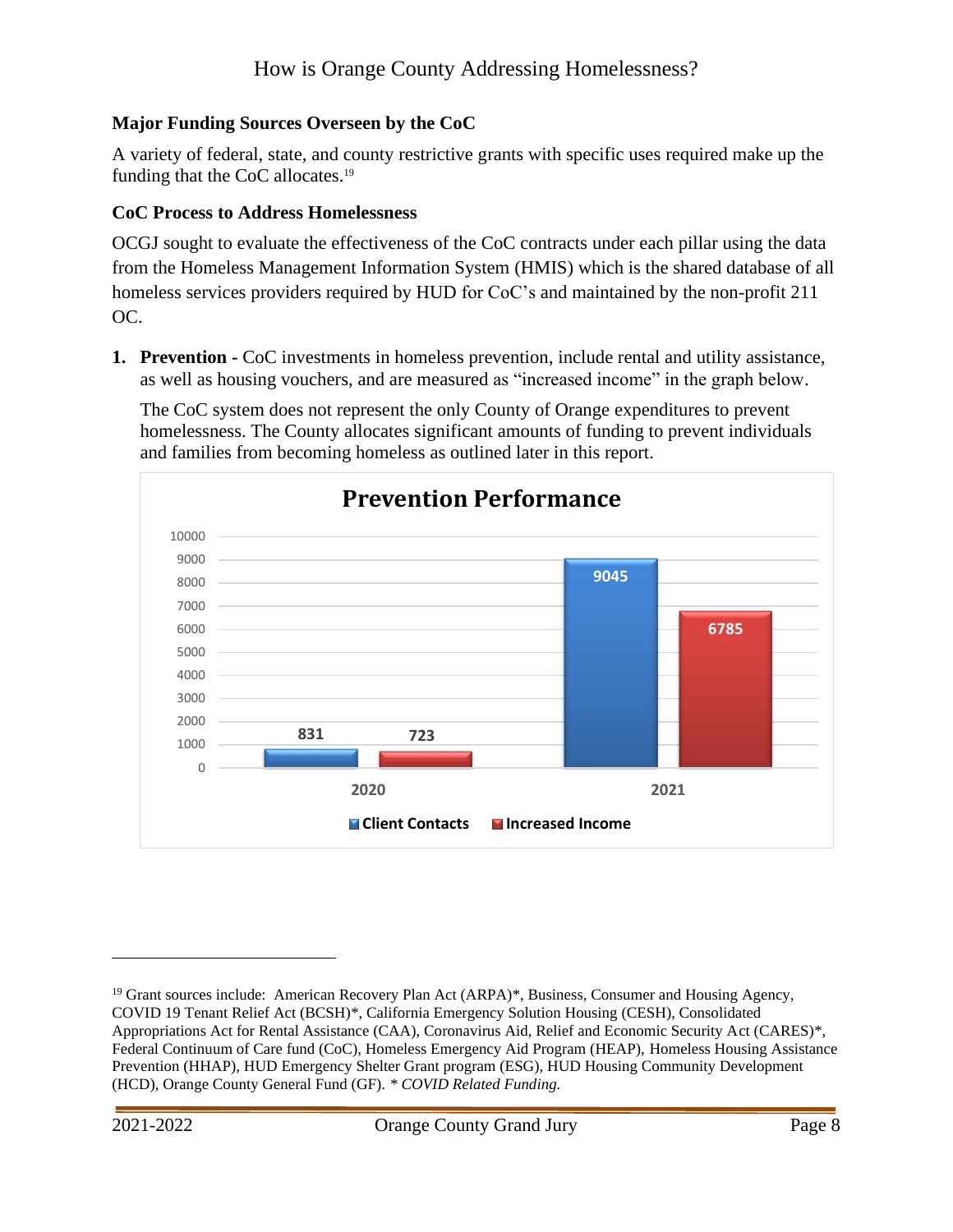## How is Orange County Addressing Homelessness?

### Major Funding Sources Overseen by the CoC

A variety of federal, state, and county restrictive grants with specific uses required make up the funding that the CoC allocates.[19]

### CoC Process to Address Homelessness

OCGJ sought to evaluate the effectiveness of the CoC contracts under each pillar using the data from the Homeless Management Information System (HMIS) which is the shared database of all homeless services providers required by HUD for CoC's and maintained by the non-profit 211 OC.

1. **Prevention -** CoC investments in homeless prevention, include rental and utility assistance, as well as housing vouchers, and are measured as "increased income" in the graph below.

   The CoC system does not represent the only County of Orange expenditures to prevent homelessness. The County allocates significant amounts of funding to prevent individuals and families from becoming homeless as outlined later in this report.

**Prevention Performance**

| | Client Contacts | Increased Income |
|---|---|---|
| 2020 | 831 | 723 |
| 2021 | 9045 | 6785 |

---

[19] Grant sources include: American Recovery Plan Act (ARPA)*, Business, Consumer and Housing Agency, COVID 19 Tenant Relief Act (BCSH)*, California Emergency Solution Housing (CESH), Consolidated Appropriations Act for Rental Assistance (CAA), Coronavirus Aid, Relief and Economic Security Act (CARES)*, Federal Continuum of Care fund (CoC), Homeless Emergency Aid Program (HEAP), Homeless Housing Assistance Prevention (HHAP), HUD Emergency Shelter Grant program (ESG), HUD Housing Community Development (HCD), Orange County General Fund (GF). * *COVID Related Funding.*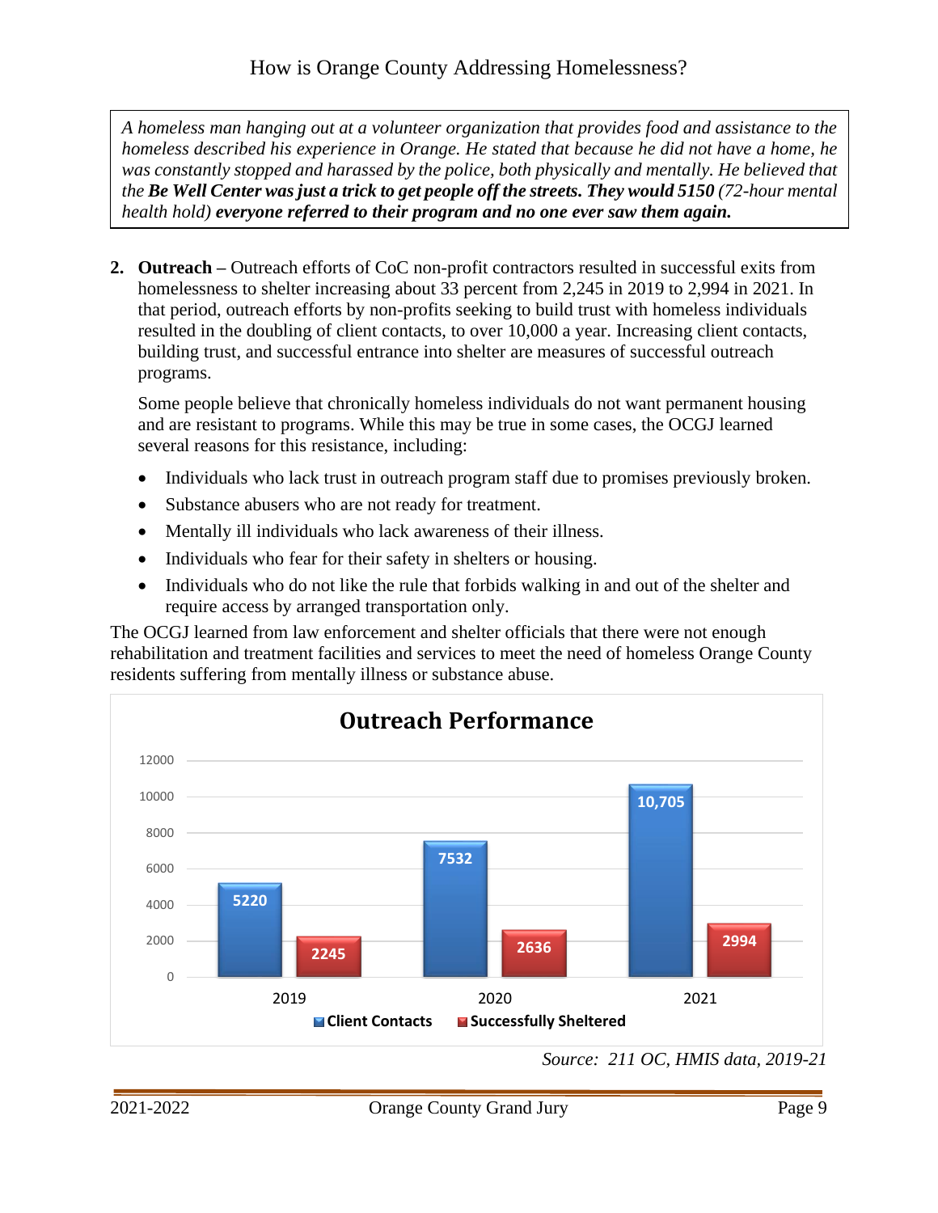How is Orange County Addressing Homelessness?

> *A homeless man hanging out at a volunteer organization that provides food and assistance to the homeless described his experience in Orange. He stated that because he did not have a home, he was constantly stopped and harassed by the police, both physically and mentally. He believed that the **Be Well Center was just a trick to get people off the streets. They would 5150** (72-hour mental health hold) **everyone referred to their program and no one ever saw them again.***

2. **Outreach** – Outreach efforts of CoC non-profit contractors resulted in successful exits from homelessness to shelter increasing about 33 percent from 2,245 in 2019 to 2,994 in 2021. In that period, outreach efforts by non-profits seeking to build trust with homeless individuals resulted in the doubling of client contacts, to over 10,000 a year. Increasing client contacts, building trust, and successful entrance into shelter are measures of successful outreach programs.

   Some people believe that chronically homeless individuals do not want permanent housing and are resistant to programs. While this may be true in some cases, the OCGJ learned several reasons for this resistance, including:

   - Individuals who lack trust in outreach program staff due to promises previously broken.
   - Substance abusers who are not ready for treatment.
   - Mentally ill individuals who lack awareness of their illness.
   - Individuals who fear for their safety in shelters or housing.
   - Individuals who do not like the rule that forbids walking in and out of the shelter and require access by arranged transportation only.

The OCGJ learned from law enforcement and shelter officials that there were not enough rehabilitation and treatment facilities and services to meet the need of homeless Orange County residents suffering from mentally illness or substance abuse.

**Outreach Performance**

| Year | Client Contacts | Successfully Sheltered |
|---|---|---|
| 2019 | 5220 | 2245 |
| 2020 | 7532 | 2636 |
| 2021 | 10,705 | 2994 |

*Source: 211 OC, HMIS data, 2019-21*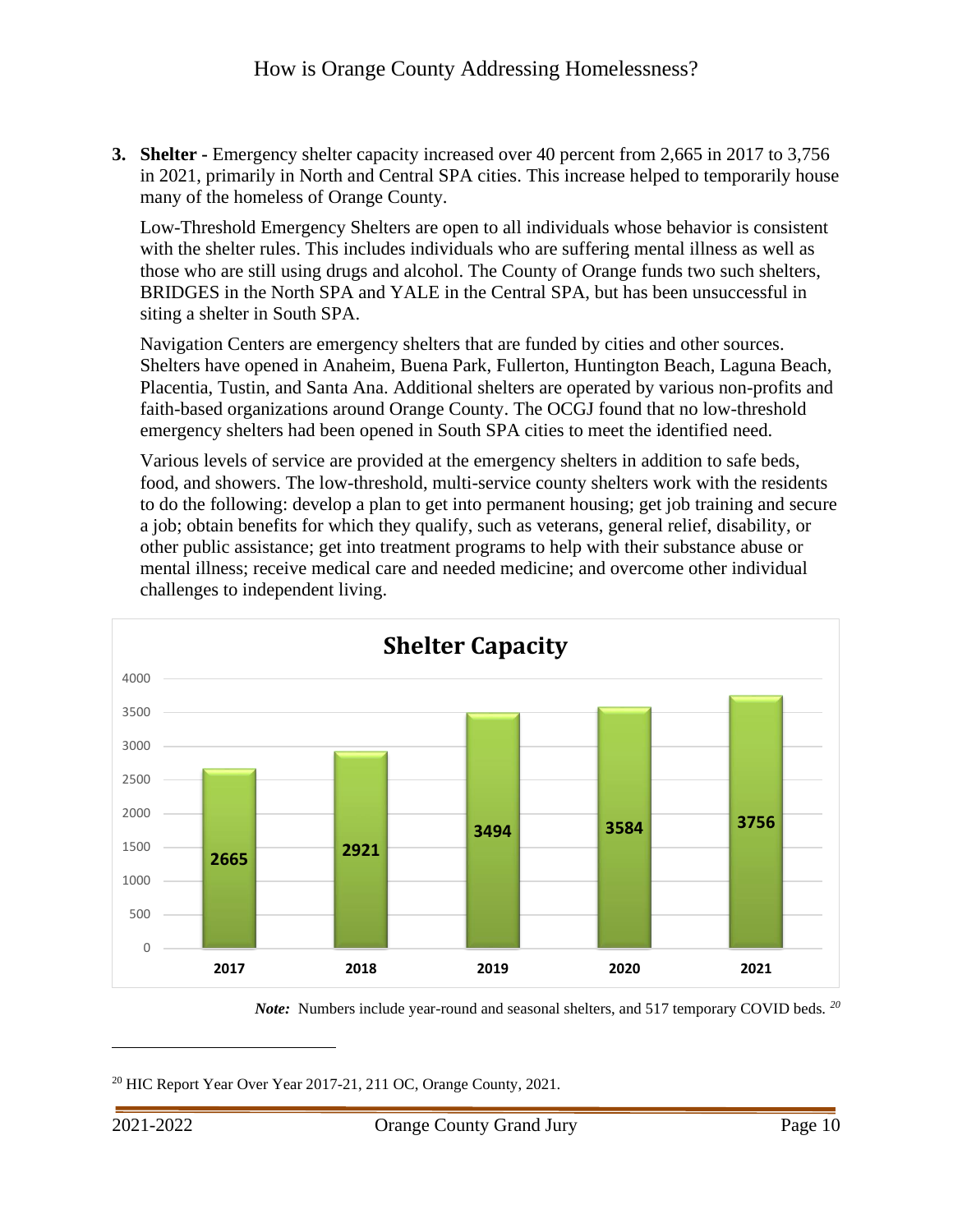3. **Shelter -** Emergency shelter capacity increased over 40 percent from 2,665 in 2017 to 3,756 in 2021, primarily in North and Central SPA cities. This increase helped to temporarily house many of the homeless of Orange County.

   Low-Threshold Emergency Shelters are open to all individuals whose behavior is consistent with the shelter rules. This includes individuals who are suffering mental illness as well as those who are still using drugs and alcohol. The County of Orange funds two such shelters, BRIDGES in the North SPA and YALE in the Central SPA, but has been unsuccessful in siting a shelter in South SPA.

   Navigation Centers are emergency shelters that are funded by cities and other sources. Shelters have opened in Anaheim, Buena Park, Fullerton, Huntington Beach, Laguna Beach, Placentia, Tustin, and Santa Ana. Additional shelters are operated by various non-profits and faith-based organizations around Orange County. The OCGJ found that no low-threshold emergency shelters had been opened in South SPA cities to meet the identified need.

   Various levels of service are provided at the emergency shelters in addition to safe beds, food, and showers. The low-threshold, multi-service county shelters work with the residents to do the following: develop a plan to get into permanent housing; get job training and secure a job; obtain benefits for which they qualify, such as veterans, general relief, disability, or other public assistance; get into treatment programs to help with their substance abuse or mental illness; receive medical care and needed medicine; and overcome other individual challenges to independent living.

**Shelter Capacity**

| Year | Shelter Capacity |
|---|---|
| 2017 | 2665 |
| 2018 | 2921 |
| 2019 | 3494 |
| 2020 | 3584 |
| 2021 | 3756 |

***Note:*** Numbers include year-round and seasonal shelters, and 517 temporary COVID beds. [20]

[20] HIC Report Year Over Year 2017-21, 211 OC, Orange County, 2021.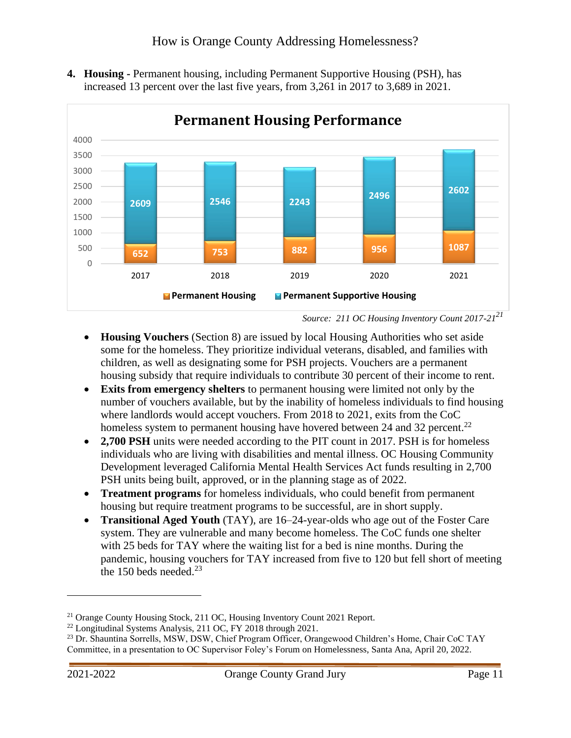4. **Housing -** Permanent housing, including Permanent Supportive Housing (PSH), has increased 13 percent over the last five years, from 3,261 in 2017 to 3,689 in 2021.

**Permanent Housing Performance**

| Year | Permanent Housing | Permanent Supportive Housing |
|---|---|---|
| 2017 | 652 | 2609 |
| 2018 | 753 | 2546 |
| 2019 | 882 | 2243 |
| 2020 | 956 | 2496 |
| 2021 | 1087 | 2602 |

*Source: 211 OC Housing Inventory Count 2017-21*[21]

- **Housing Vouchers** (Section 8) are issued by local Housing Authorities who set aside some for the homeless. They prioritize individual veterans, disabled, and families with children, as well as designating some for PSH projects. Vouchers are a permanent housing subsidy that require individuals to contribute 30 percent of their income to rent.
- **Exits from emergency shelters** to permanent housing were limited not only by the number of vouchers available, but by the inability of homeless individuals to find housing where landlords would accept vouchers. From 2018 to 2021, exits from the CoC homeless system to permanent housing have hovered between 24 and 32 percent.[22]
- **2,700 PSH** units were needed according to the PIT count in 2017. PSH is for homeless individuals who are living with disabilities and mental illness. OC Housing Community Development leveraged California Mental Health Services Act funds resulting in 2,700 PSH units being built, approved, or in the planning stage as of 2022.
- **Treatment programs** for homeless individuals, who could benefit from permanent housing but require treatment programs to be successful, are in short supply.
- **Transitional Aged Youth** (TAY), are 16–24-year-olds who age out of the Foster Care system. They are vulnerable and many become homeless. The CoC funds one shelter with 25 beds for TAY where the waiting list for a bed is nine months. During the pandemic, housing vouchers for TAY increased from five to 120 but fell short of meeting the 150 beds needed.[23]

---

[21] Orange County Housing Stock, 211 OC, Housing Inventory Count 2021 Report.

[22] Longitudinal Systems Analysis, 211 OC, FY 2018 through 2021.

[23] Dr. Shauntina Sorrells, MSW, DSW, Chief Program Officer, Orangewood Children's Home, Chair CoC TAY Committee, in a presentation to OC Supervisor Foley's Forum on Homelessness, Santa Ana, April 20, 2022.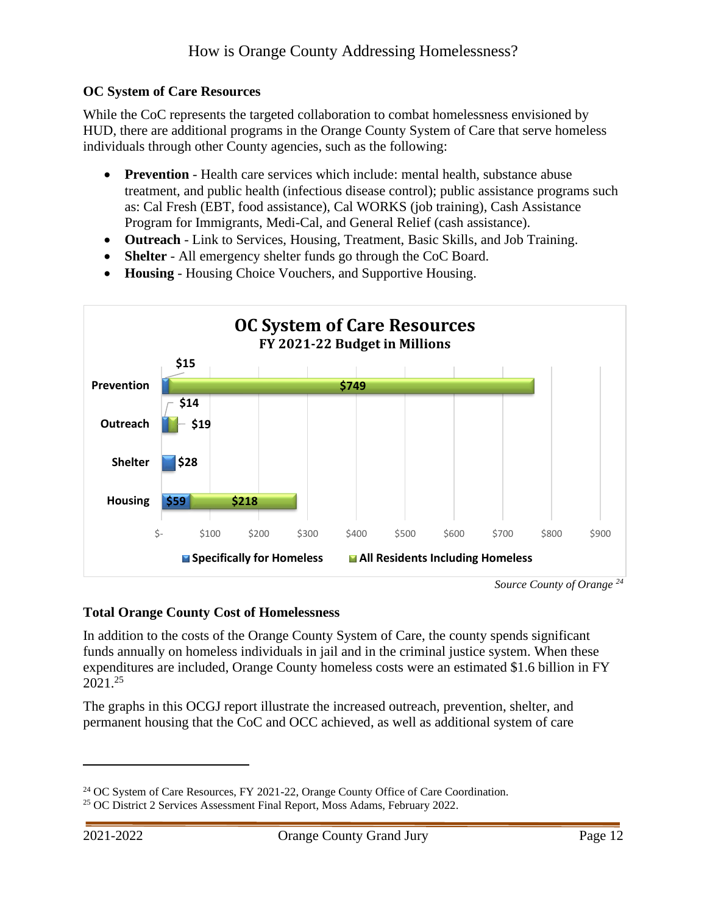### OC System of Care Resources

While the CoC represents the targeted collaboration to combat homelessness envisioned by HUD, there are additional programs in the Orange County System of Care that serve homeless individuals through other County agencies, such as the following:

- **Prevention** - Health care services which include: mental health, substance abuse treatment, and public health (infectious disease control); public assistance programs such as: Cal Fresh (EBT, food assistance), Cal WORKS (job training), Cash Assistance Program for Immigrants, Medi-Cal, and General Relief (cash assistance).
- **Outreach** - Link to Services, Housing, Treatment, Basic Skills, and Job Training.
- **Shelter** - All emergency shelter funds go through the CoC Board.
- **Housing** - Housing Choice Vouchers, and Supportive Housing.

**OC System of Care Resources**
**FY 2021-22 Budget in Millions**

| | Specifically for Homeless | All Residents Including Homeless |
|---|---|---|
| Prevention | $15 | $749 |
| Outreach | $14 | $19 |
| Shelter | $28 | |
| Housing | $59 | $218 |

*Source County of Orange* [24]

### Total Orange County Cost of Homelessness

In addition to the costs of the Orange County System of Care, the county spends significant funds annually on homeless individuals in jail and in the criminal justice system. When these expenditures are included, Orange County homeless costs were an estimated $1.6 billion in FY 2021.[25]

The graphs in this OCGJ report illustrate the increased outreach, prevention, shelter, and permanent housing that the CoC and OCC achieved, as well as additional system of care

---

[24] OC System of Care Resources, FY 2021-22, Orange County Office of Care Coordination.

[25] OC District 2 Services Assessment Final Report, Moss Adams, February 2022.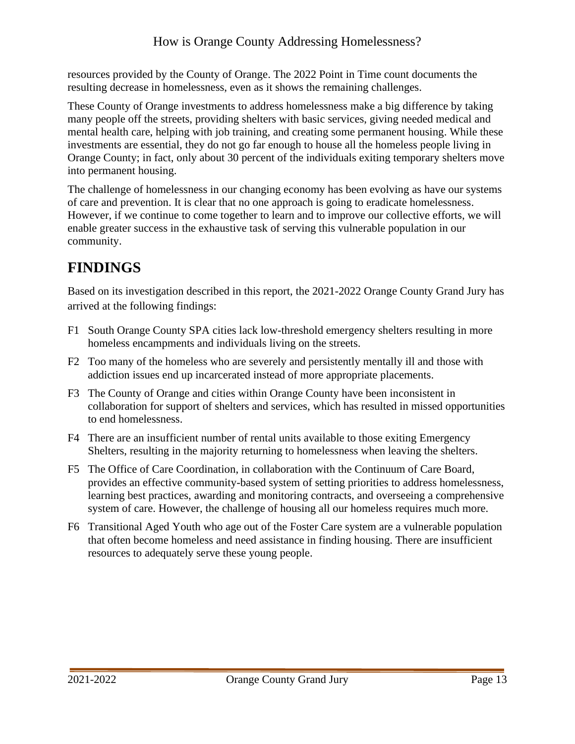resources provided by the County of Orange. The 2022 Point in Time count documents the resulting decrease in homelessness, even as it shows the remaining challenges.

These County of Orange investments to address homelessness make a big difference by taking many people off the streets, providing shelters with basic services, giving needed medical and mental health care, helping with job training, and creating some permanent housing. While these investments are essential, they do not go far enough to house all the homeless people living in Orange County; in fact, only about 30 percent of the individuals exiting temporary shelters move into permanent housing.

The challenge of homelessness in our changing economy has been evolving as have our systems of care and prevention. It is clear that no one approach is going to eradicate homelessness. However, if we continue to come together to learn and to improve our collective efforts, we will enable greater success in the exhaustive task of serving this vulnerable population in our community.

# FINDINGS

Based on its investigation described in this report, the 2021-2022 Orange County Grand Jury has arrived at the following findings:

F1 South Orange County SPA cities lack low-threshold emergency shelters resulting in more homeless encampments and individuals living on the streets.

F2 Too many of the homeless who are severely and persistently mentally ill and those with addiction issues end up incarcerated instead of more appropriate placements.

F3 The County of Orange and cities within Orange County have been inconsistent in collaboration for support of shelters and services, which has resulted in missed opportunities to end homelessness.

F4 There are an insufficient number of rental units available to those exiting Emergency Shelters, resulting in the majority returning to homelessness when leaving the shelters.

F5 The Office of Care Coordination, in collaboration with the Continuum of Care Board, provides an effective community-based system of setting priorities to address homelessness, learning best practices, awarding and monitoring contracts, and overseeing a comprehensive system of care. However, the challenge of housing all our homeless requires much more.

F6 Transitional Aged Youth who age out of the Foster Care system are a vulnerable population that often become homeless and need assistance in finding housing. There are insufficient resources to adequately serve these young people.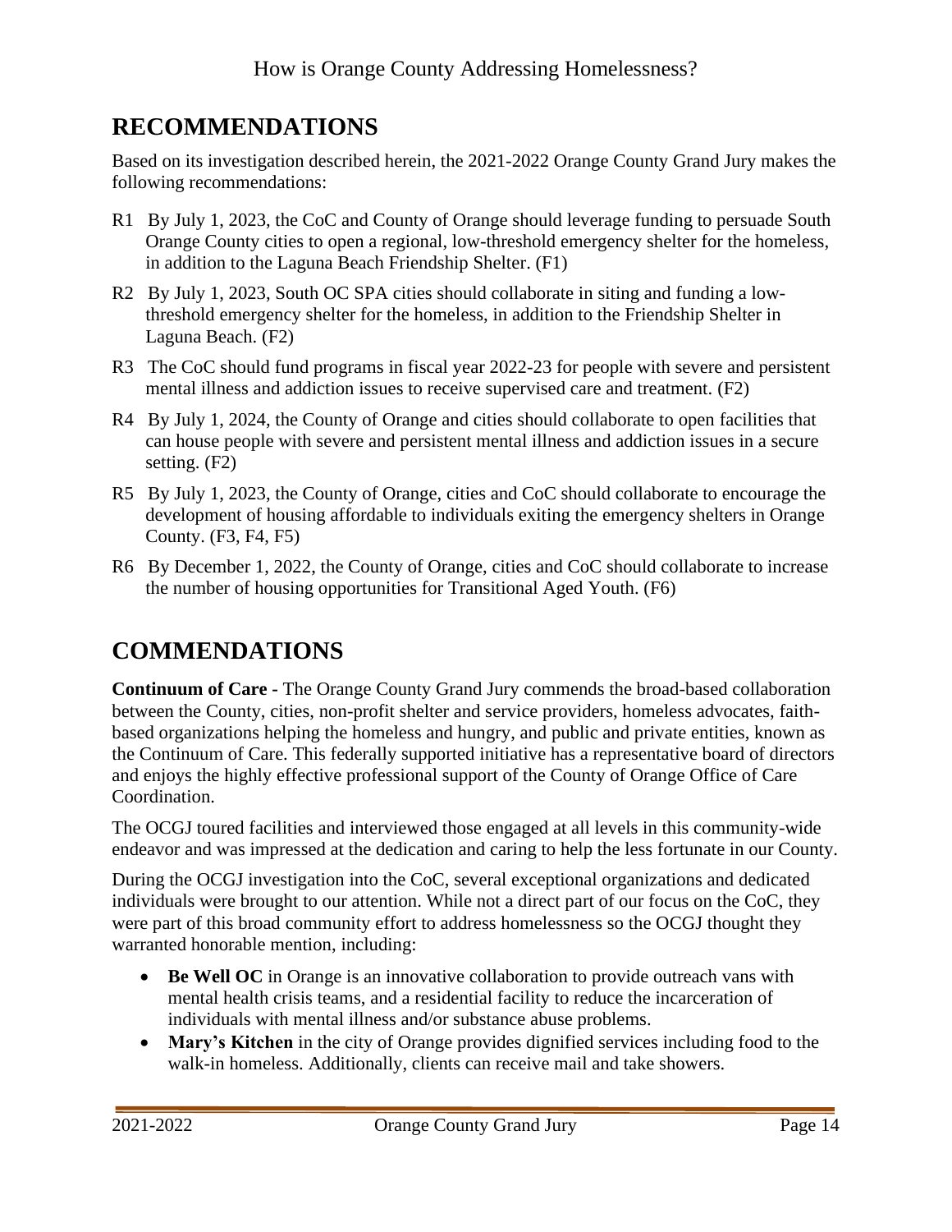## RECOMMENDATIONS

Based on its investigation described herein, the 2021-2022 Orange County Grand Jury makes the following recommendations:

R1 By July 1, 2023, the CoC and County of Orange should leverage funding to persuade South Orange County cities to open a regional, low-threshold emergency shelter for the homeless, in addition to the Laguna Beach Friendship Shelter. (F1)

R2 By July 1, 2023, South OC SPA cities should collaborate in siting and funding a low-threshold emergency shelter for the homeless, in addition to the Friendship Shelter in Laguna Beach. (F2)

R3 The CoC should fund programs in fiscal year 2022-23 for people with severe and persistent mental illness and addiction issues to receive supervised care and treatment. (F2)

R4 By July 1, 2024, the County of Orange and cities should collaborate to open facilities that can house people with severe and persistent mental illness and addiction issues in a secure setting. (F2)

R5 By July 1, 2023, the County of Orange, cities and CoC should collaborate to encourage the development of housing affordable to individuals exiting the emergency shelters in Orange County. (F3, F4, F5)

R6 By December 1, 2022, the County of Orange, cities and CoC should collaborate to increase the number of housing opportunities for Transitional Aged Youth. (F6)

## COMMENDATIONS

**Continuum of Care -** The Orange County Grand Jury commends the broad-based collaboration between the County, cities, non-profit shelter and service providers, homeless advocates, faith-based organizations helping the homeless and hungry, and public and private entities, known as the Continuum of Care. This federally supported initiative has a representative board of directors and enjoys the highly effective professional support of the County of Orange Office of Care Coordination.

The OCGJ toured facilities and interviewed those engaged at all levels in this community-wide endeavor and was impressed at the dedication and caring to help the less fortunate in our County.

During the OCGJ investigation into the CoC, several exceptional organizations and dedicated individuals were brought to our attention. While not a direct part of our focus on the CoC, they were part of this broad community effort to address homelessness so the OCGJ thought they warranted honorable mention, including:

- **Be Well OC** in Orange is an innovative collaboration to provide outreach vans with mental health crisis teams, and a residential facility to reduce the incarceration of individuals with mental illness and/or substance abuse problems.
- **Mary's Kitchen** in the city of Orange provides dignified services including food to the walk-in homeless. Additionally, clients can receive mail and take showers.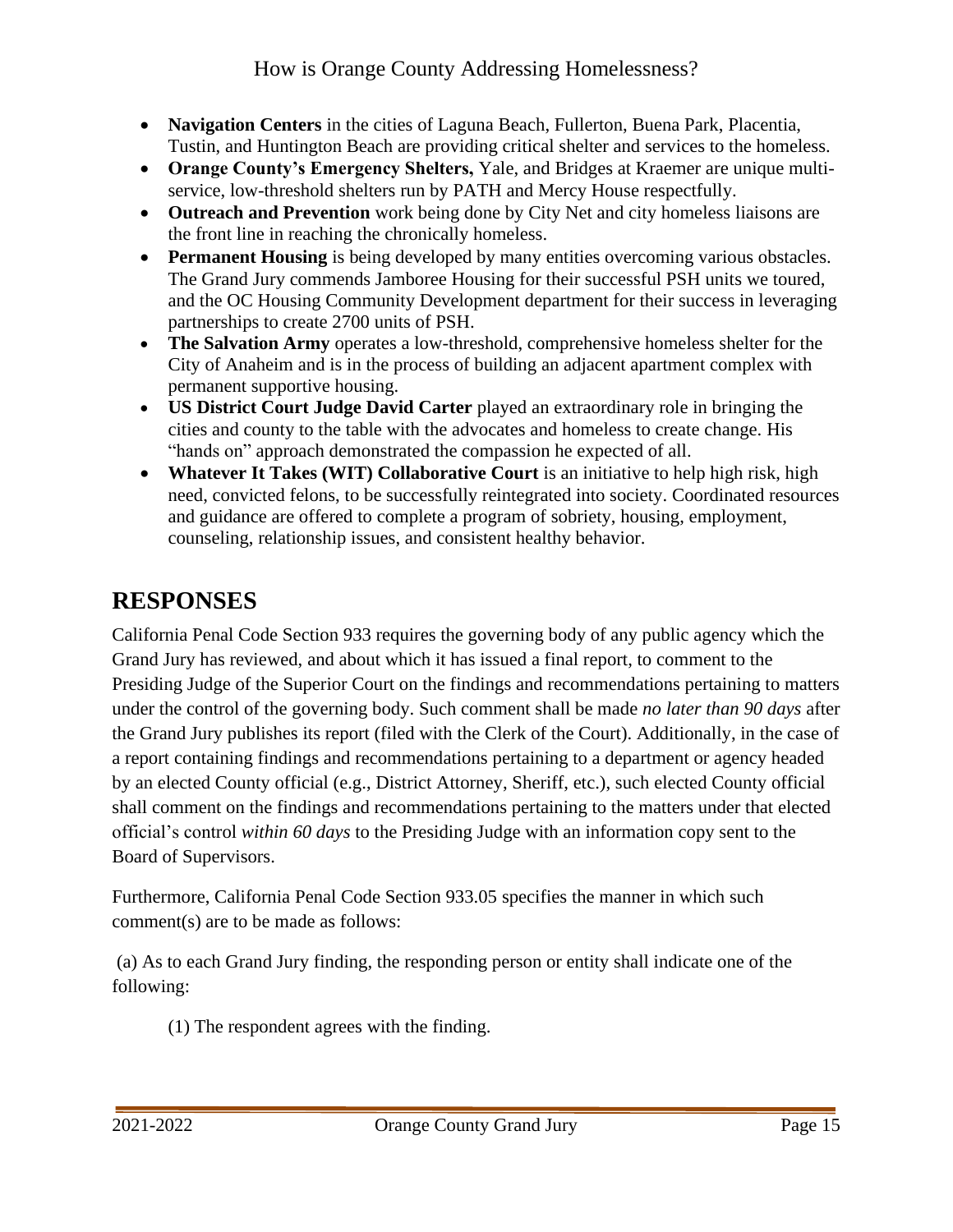- **Navigation Centers** in the cities of Laguna Beach, Fullerton, Buena Park, Placentia, Tustin, and Huntington Beach are providing critical shelter and services to the homeless.
- **Orange County's Emergency Shelters,** Yale, and Bridges at Kraemer are unique multi-service, low-threshold shelters run by PATH and Mercy House respectfully.
- **Outreach and Prevention** work being done by City Net and city homeless liaisons are the front line in reaching the chronically homeless.
- **Permanent Housing** is being developed by many entities overcoming various obstacles. The Grand Jury commends Jamboree Housing for their successful PSH units we toured, and the OC Housing Community Development department for their success in leveraging partnerships to create 2700 units of PSH.
- **The Salvation Army** operates a low-threshold, comprehensive homeless shelter for the City of Anaheim and is in the process of building an adjacent apartment complex with permanent supportive housing.
- **US District Court Judge David Carter** played an extraordinary role in bringing the cities and county to the table with the advocates and homeless to create change. His "hands on" approach demonstrated the compassion he expected of all.
- **Whatever It Takes (WIT) Collaborative Court** is an initiative to help high risk, high need, convicted felons, to be successfully reintegrated into society. Coordinated resources and guidance are offered to complete a program of sobriety, housing, employment, counseling, relationship issues, and consistent healthy behavior.

# RESPONSES

California Penal Code Section 933 requires the governing body of any public agency which the Grand Jury has reviewed, and about which it has issued a final report, to comment to the Presiding Judge of the Superior Court on the findings and recommendations pertaining to matters under the control of the governing body. Such comment shall be made *no later than 90 days* after the Grand Jury publishes its report (filed with the Clerk of the Court). Additionally, in the case of a report containing findings and recommendations pertaining to a department or agency headed by an elected County official (e.g., District Attorney, Sheriff, etc.), such elected County official shall comment on the findings and recommendations pertaining to the matters under that elected official's control *within 60 days* to the Presiding Judge with an information copy sent to the Board of Supervisors.

Furthermore, California Penal Code Section 933.05 specifies the manner in which such comment(s) are to be made as follows:

(a) As to each Grand Jury finding, the responding person or entity shall indicate one of the following:

(1) The respondent agrees with the finding.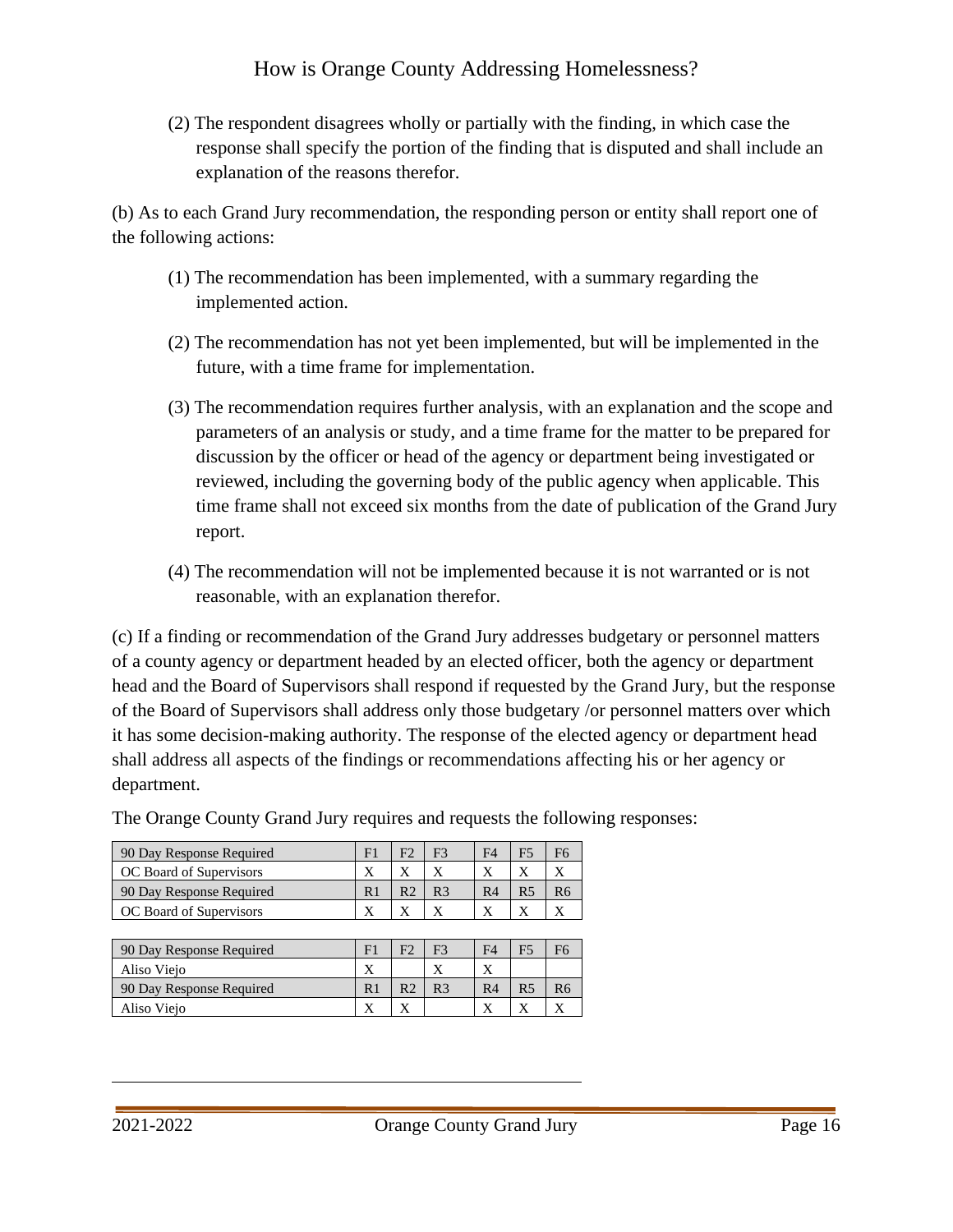(2) The respondent disagrees wholly or partially with the finding, in which case the response shall specify the portion of the finding that is disputed and shall include an explanation of the reasons therefor.

(b) As to each Grand Jury recommendation, the responding person or entity shall report one of the following actions:

(1) The recommendation has been implemented, with a summary regarding the implemented action.

(2) The recommendation has not yet been implemented, but will be implemented in the future, with a time frame for implementation.

(3) The recommendation requires further analysis, with an explanation and the scope and parameters of an analysis or study, and a time frame for the matter to be prepared for discussion by the officer or head of the agency or department being investigated or reviewed, including the governing body of the public agency when applicable. This time frame shall not exceed six months from the date of publication of the Grand Jury report.

(4) The recommendation will not be implemented because it is not warranted or is not reasonable, with an explanation therefor.

(c) If a finding or recommendation of the Grand Jury addresses budgetary or personnel matters of a county agency or department headed by an elected officer, both the agency or department head and the Board of Supervisors shall respond if requested by the Grand Jury, but the response of the Board of Supervisors shall address only those budgetary /or personnel matters over which it has some decision-making authority. The response of the elected agency or department head shall address all aspects of the findings or recommendations affecting his or her agency or department.

The Orange County Grand Jury requires and requests the following responses:

| 90 Day Response Required | F1 | F2 | F3 | F4 | F5 | F6 |
|---|---|---|---|---|---|---|
| OC Board of Supervisors | X | X | X | X | X | X |
| 90 Day Response Required | R1 | R2 | R3 | R4 | R5 | R6 |
| OC Board of Supervisors | X | X | X | X | X | X |

| 90 Day Response Required | F1 | F2 | F3 | F4 | F5 | F6 |
|---|---|---|---|---|---|---|
| Aliso Viejo | X | | X | X | | |
| 90 Day Response Required | R1 | R2 | R3 | R4 | R5 | R6 |
| Aliso Viejo | X | X | | X | X | X |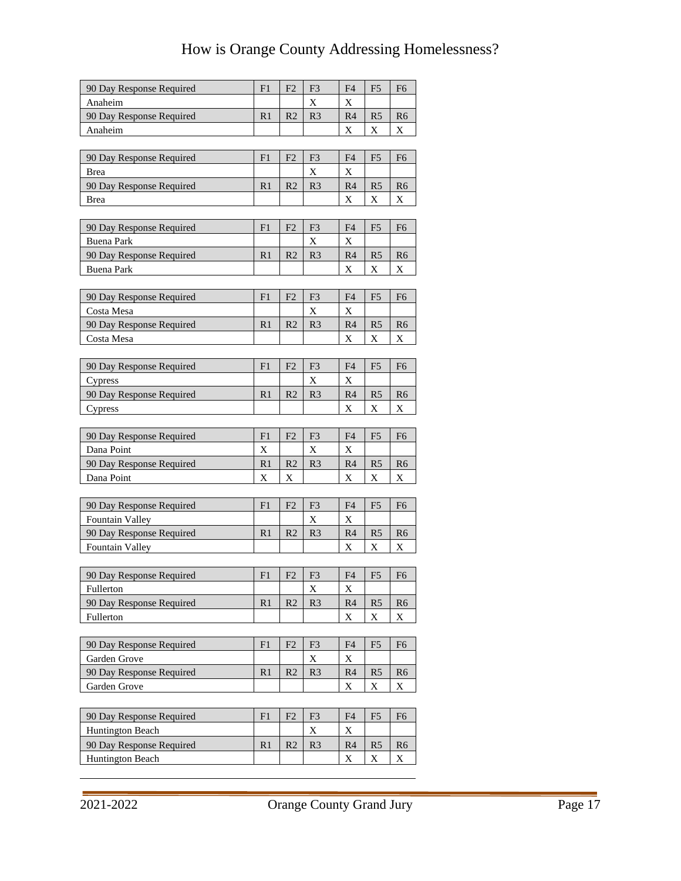| 90 Day Response Required | F1 | F2 | F3 | F4 | F5 | F6 |
|---|---|---|---|---|---|---|
| Anaheim | | | X | X | | |
| 90 Day Response Required | R1 | R2 | R3 | R4 | R5 | R6 |
| Anaheim | | | | X | X | X |

| 90 Day Response Required | F1 | F2 | F3 | F4 | F5 | F6 |
|---|---|---|---|---|---|---|
| Brea | | | X | X | | |
| 90 Day Response Required | R1 | R2 | R3 | R4 | R5 | R6 |
| Brea | | | | X | X | X |

| 90 Day Response Required | F1 | F2 | F3 | F4 | F5 | F6 |
|---|---|---|---|---|---|---|
| Buena Park | | | X | X | | |
| 90 Day Response Required | R1 | R2 | R3 | R4 | R5 | R6 |
| Buena Park | | | | X | X | X |

| 90 Day Response Required | F1 | F2 | F3 | F4 | F5 | F6 |
|---|---|---|---|---|---|---|
| Costa Mesa | | | X | X | | |
| 90 Day Response Required | R1 | R2 | R3 | R4 | R5 | R6 |
| Costa Mesa | | | | X | X | X |

| 90 Day Response Required | F1 | F2 | F3 | F4 | F5 | F6 |
|---|---|---|---|---|---|---|
| Cypress | | | X | X | | |
| 90 Day Response Required | R1 | R2 | R3 | R4 | R5 | R6 |
| Cypress | | | | X | X | X |

| 90 Day Response Required | F1 | F2 | F3 | F4 | F5 | F6 |
|---|---|---|---|---|---|---|
| Dana Point | X | | X | X | | |
| 90 Day Response Required | R1 | R2 | R3 | R4 | R5 | R6 |
| Dana Point | X | X | | X | X | X |

| 90 Day Response Required | F1 | F2 | F3 | F4 | F5 | F6 |
|---|---|---|---|---|---|---|
| Fountain Valley | | | X | X | | |
| 90 Day Response Required | R1 | R2 | R3 | R4 | R5 | R6 |
| Fountain Valley | | | | X | X | X |

| 90 Day Response Required | F1 | F2 | F3 | F4 | F5 | F6 |
|---|---|---|---|---|---|---|
| Fullerton | | | X | X | | |
| 90 Day Response Required | R1 | R2 | R3 | R4 | R5 | R6 |
| Fullerton | | | | X | X | X |

| 90 Day Response Required | F1 | F2 | F3 | F4 | F5 | F6 |
|---|---|---|---|---|---|---|
| Garden Grove | | | X | X | | |
| 90 Day Response Required | R1 | R2 | R3 | R4 | R5 | R6 |
| Garden Grove | | | | X | X | X |

| 90 Day Response Required | F1 | F2 | F3 | F4 | F5 | F6 |
|---|---|---|---|---|---|---|
| Huntington Beach | | | X | X | | |
| 90 Day Response Required | R1 | R2 | R3 | R4 | R5 | R6 |
| Huntington Beach | | | | X | X | X |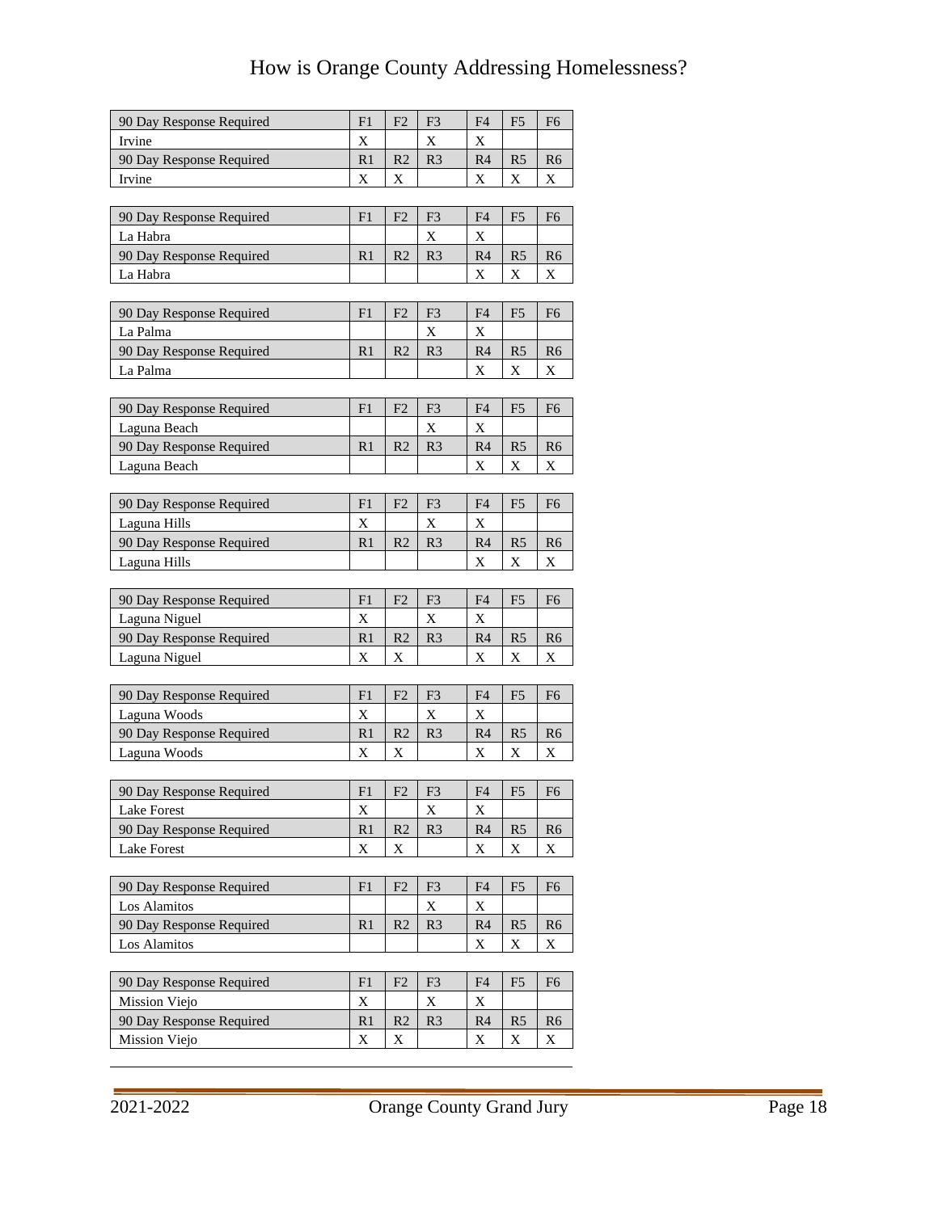| 90 Day Response Required | F1 | F2 | F3 | F4 | F5 | F6 |
|---|---|---|---|---|---|---|
| Irvine | X | | X | X | | |
| 90 Day Response Required | R1 | R2 | R3 | R4 | R5 | R6 |
| Irvine | X | X | | X | X | X |

| 90 Day Response Required | F1 | F2 | F3 | F4 | F5 | F6 |
|---|---|---|---|---|---|---|
| La Habra | | | X | X | | |
| 90 Day Response Required | R1 | R2 | R3 | R4 | R5 | R6 |
| La Habra | | | | X | X | X |

| 90 Day Response Required | F1 | F2 | F3 | F4 | F5 | F6 |
|---|---|---|---|---|---|---|
| La Palma | | | X | X | | |
| 90 Day Response Required | R1 | R2 | R3 | R4 | R5 | R6 |
| La Palma | | | | X | X | X |

| 90 Day Response Required | F1 | F2 | F3 | F4 | F5 | F6 |
|---|---|---|---|---|---|---|
| Laguna Beach | | | X | X | | |
| 90 Day Response Required | R1 | R2 | R3 | R4 | R5 | R6 |
| Laguna Beach | | | | X | X | X |

| 90 Day Response Required | F1 | F2 | F3 | F4 | F5 | F6 |
|---|---|---|---|---|---|---|
| Laguna Hills | X | | X | X | | |
| 90 Day Response Required | R1 | R2 | R3 | R4 | R5 | R6 |
| Laguna Hills | | | | X | X | X |

| 90 Day Response Required | F1 | F2 | F3 | F4 | F5 | F6 |
|---|---|---|---|---|---|---|
| Laguna Niguel | X | | X | X | | |
| 90 Day Response Required | R1 | R2 | R3 | R4 | R5 | R6 |
| Laguna Niguel | X | X | | X | X | X |

| 90 Day Response Required | F1 | F2 | F3 | F4 | F5 | F6 |
|---|---|---|---|---|---|---|
| Laguna Woods | X | | X | X | | |
| 90 Day Response Required | R1 | R2 | R3 | R4 | R5 | R6 |
| Laguna Woods | X | X | | X | X | X |

| 90 Day Response Required | F1 | F2 | F3 | F4 | F5 | F6 |
|---|---|---|---|---|---|---|
| Lake Forest | X | | X | X | | |
| 90 Day Response Required | R1 | R2 | R3 | R4 | R5 | R6 |
| Lake Forest | X | X | | X | X | X |

| 90 Day Response Required | F1 | F2 | F3 | F4 | F5 | F6 |
|---|---|---|---|---|---|---|
| Los Alamitos | | | X | X | | |
| 90 Day Response Required | R1 | R2 | R3 | R4 | R5 | R6 |
| Los Alamitos | | | | X | X | X |

| 90 Day Response Required | F1 | F2 | F3 | F4 | F5 | F6 |
|---|---|---|---|---|---|---|
| Mission Viejo | X | | X | X | | |
| 90 Day Response Required | R1 | R2 | R3 | R4 | R5 | R6 |
| Mission Viejo | X | X | | X | X | X |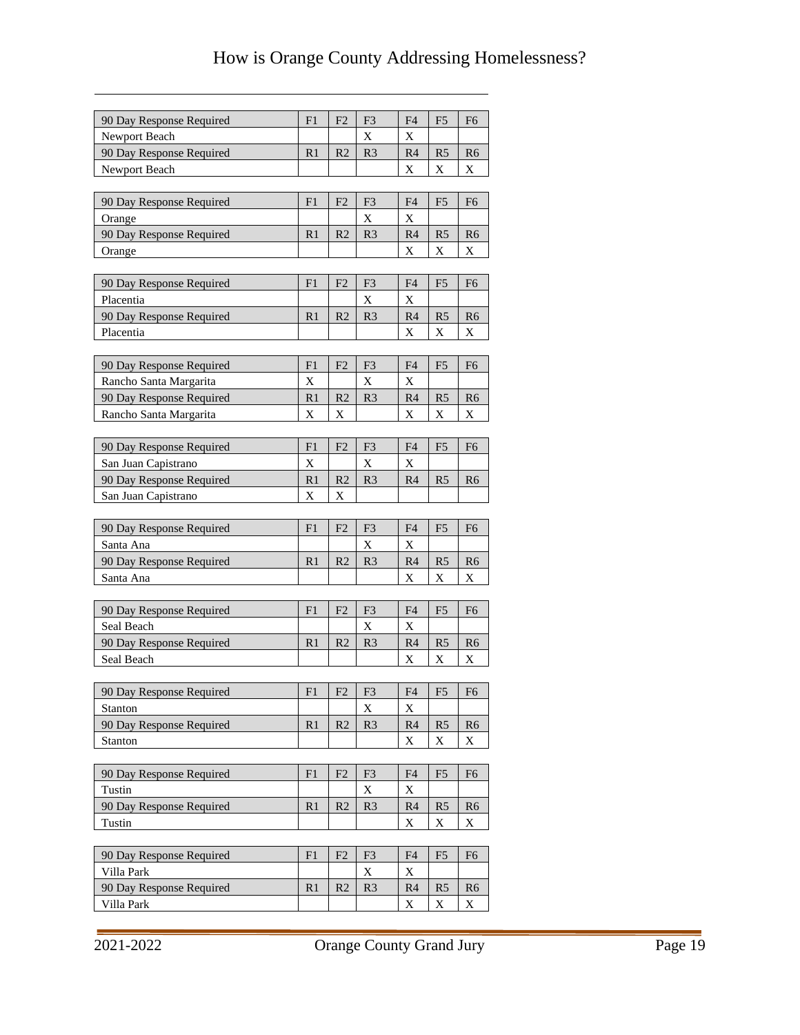| 90 Day Response Required | F1 | F2 | F3 | F4 | F5 | F6 |
|---|---|---|---|---|---|---|
| Newport Beach | | | X | X | | |
| 90 Day Response Required | R1 | R2 | R3 | R4 | R5 | R6 |
| Newport Beach | | | | X | X | X |

| 90 Day Response Required | F1 | F2 | F3 | F4 | F5 | F6 |
|---|---|---|---|---|---|---|
| Orange | | | X | X | | |
| 90 Day Response Required | R1 | R2 | R3 | R4 | R5 | R6 |
| Orange | | | | X | X | X |

| 90 Day Response Required | F1 | F2 | F3 | F4 | F5 | F6 |
|---|---|---|---|---|---|---|
| Placentia | | | X | X | | |
| 90 Day Response Required | R1 | R2 | R3 | R4 | R5 | R6 |
| Placentia | | | | X | X | X |

| 90 Day Response Required | F1 | F2 | F3 | F4 | F5 | F6 |
|---|---|---|---|---|---|---|
| Rancho Santa Margarita | X | | X | X | | |
| 90 Day Response Required | R1 | R2 | R3 | R4 | R5 | R6 |
| Rancho Santa Margarita | X | X | | X | X | X |

| 90 Day Response Required | F1 | F2 | F3 | F4 | F5 | F6 |
|---|---|---|---|---|---|---|
| San Juan Capistrano | X | | X | X | | |
| 90 Day Response Required | R1 | R2 | R3 | R4 | R5 | R6 |
| San Juan Capistrano | X | X | | | | |

| 90 Day Response Required | F1 | F2 | F3 | F4 | F5 | F6 |
|---|---|---|---|---|---|---|
| Santa Ana | | | X | X | | |
| 90 Day Response Required | R1 | R2 | R3 | R4 | R5 | R6 |
| Santa Ana | | | | X | X | X |

| 90 Day Response Required | F1 | F2 | F3 | F4 | F5 | F6 |
|---|---|---|---|---|---|---|
| Seal Beach | | | X | X | | |
| 90 Day Response Required | R1 | R2 | R3 | R4 | R5 | R6 |
| Seal Beach | | | | X | X | X |

| 90 Day Response Required | F1 | F2 | F3 | F4 | F5 | F6 |
|---|---|---|---|---|---|---|
| Stanton | | | X | X | | |
| 90 Day Response Required | R1 | R2 | R3 | R4 | R5 | R6 |
| Stanton | | | | X | X | X |

| 90 Day Response Required | F1 | F2 | F3 | F4 | F5 | F6 |
|---|---|---|---|---|---|---|
| Tustin | | | X | X | | |
| 90 Day Response Required | R1 | R2 | R3 | R4 | R5 | R6 |
| Tustin | | | | X | X | X |

| 90 Day Response Required | F1 | F2 | F3 | F4 | F5 | F6 |
|---|---|---|---|---|---|---|
| Villa Park | | | X | X | | |
| 90 Day Response Required | R1 | R2 | R3 | R4 | R5 | R6 |
| Villa Park | | | | X | X | X |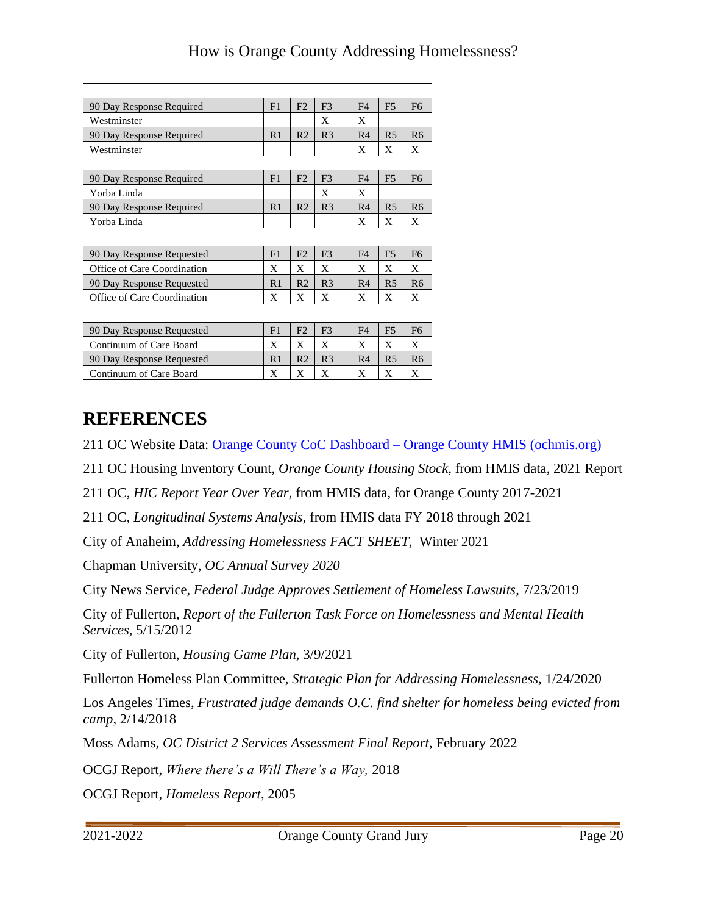| 90 Day Response Required | F1 | F2 | F3 | F4 | F5 | F6 |
|---|---|---|---|---|---|---|
| Westminster | | | X | X | | |
| 90 Day Response Required | R1 | R2 | R3 | R4 | R5 | R6 |
| Westminster | | | | X | X | X |

| 90 Day Response Required | F1 | F2 | F3 | F4 | F5 | F6 |
|---|---|---|---|---|---|---|
| Yorba Linda | | | X | X | | |
| 90 Day Response Required | R1 | R2 | R3 | R4 | R5 | R6 |
| Yorba Linda | | | | X | X | X |

| 90 Day Response Requested | F1 | F2 | F3 | F4 | F5 | F6 |
|---|---|---|---|---|---|---|
| Office of Care Coordination | X | X | X | X | X | X |
| 90 Day Response Requested | R1 | R2 | R3 | R4 | R5 | R6 |
| Office of Care Coordination | X | X | X | X | X | X |

| 90 Day Response Requested | F1 | F2 | F3 | F4 | F5 | F6 |
|---|---|---|---|---|---|---|
| Continuum of Care Board | X | X | X | X | X | X |
| 90 Day Response Requested | R1 | R2 | R3 | R4 | R5 | R6 |
| Continuum of Care Board | X | X | X | X | X | X |

# REFERENCES

211 OC Website Data: Orange County CoC Dashboard – Orange County HMIS (ochmis.org)

211 OC Housing Inventory Count, *Orange County Housing Stock*, from HMIS data, 2021 Report

211 OC, *HIC Report Year Over Year*, from HMIS data, for Orange County 2017-2021

211 OC, *Longitudinal Systems Analysis*, from HMIS data FY 2018 through 2021

City of Anaheim, *Addressing Homelessness FACT SHEET*, Winter 2021

Chapman University, *OC Annual Survey 2020*

City News Service, *Federal Judge Approves Settlement of Homeless Lawsuits*, 7/23/2019

City of Fullerton, *Report of the Fullerton Task Force on Homelessness and Mental Health Services*, 5/15/2012

City of Fullerton, *Housing Game Plan*, 3/9/2021

Fullerton Homeless Plan Committee, *Strategic Plan for Addressing Homelessness*, 1/24/2020

Los Angeles Times, *Frustrated judge demands O.C. find shelter for homeless being evicted from camp*, 2/14/2018

Moss Adams, *OC District 2 Services Assessment Final Report*, February 2022

OCGJ Report, *Where there's a Will There's a Way*, 2018

OCGJ Report, *Homeless Report*, 2005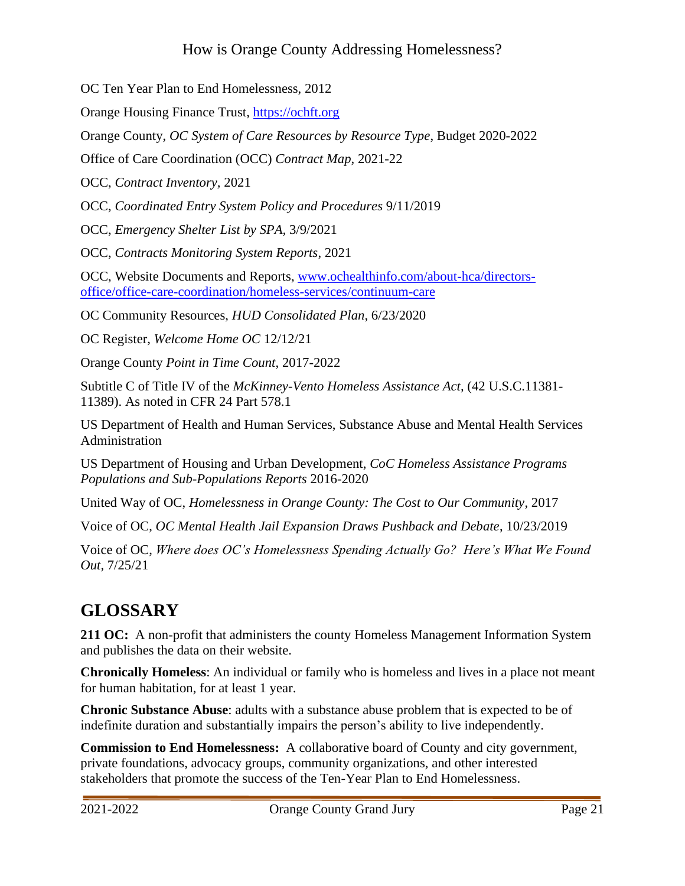OC Ten Year Plan to End Homelessness, 2012

Orange Housing Finance Trust, https://ochft.org

Orange County, *OC System of Care Resources by Resource Type*, Budget 2020-2022

Office of Care Coordination (OCC) *Contract Map*, 2021-22

OCC, *Contract Inventory*, 2021

OCC, *Coordinated Entry System Policy and Procedures* 9/11/2019

OCC, *Emergency Shelter List by SPA*, 3/9/2021

OCC, *Contracts Monitoring System Reports*, 2021

OCC, Website Documents and Reports, www.ochealthinfo.com/about-hca/directors-office/office-care-coordination/homeless-services/continuum-care

OC Community Resources, *HUD Consolidated Plan*, 6/23/2020

OC Register, *Welcome Home OC* 12/12/21

Orange County *Point in Time Count*, 2017-2022

Subtitle C of Title IV of the *McKinney-Vento Homeless Assistance Act*, (42 U.S.C.11381-11389). As noted in CFR 24 Part 578.1

US Department of Health and Human Services, Substance Abuse and Mental Health Services Administration

US Department of Housing and Urban Development, *CoC Homeless Assistance Programs Populations and Sub-Populations Reports* 2016-2020

United Way of OC, *Homelessness in Orange County: The Cost to Our Community*, 2017

Voice of OC, *OC Mental Health Jail Expansion Draws Pushback and Debate*, 10/23/2019

Voice of OC, *Where does OC's Homelessness Spending Actually Go? Here's What We Found Out*, 7/25/21

## GLOSSARY

**211 OC:** A non-profit that administers the county Homeless Management Information System and publishes the data on their website.

**Chronically Homeless**: An individual or family who is homeless and lives in a place not meant for human habitation, for at least 1 year.

**Chronic Substance Abuse**: adults with a substance abuse problem that is expected to be of indefinite duration and substantially impairs the person's ability to live independently.

**Commission to End Homelessness:** A collaborative board of County and city government, private foundations, advocacy groups, community organizations, and other interested stakeholders that promote the success of the Ten-Year Plan to End Homelessness.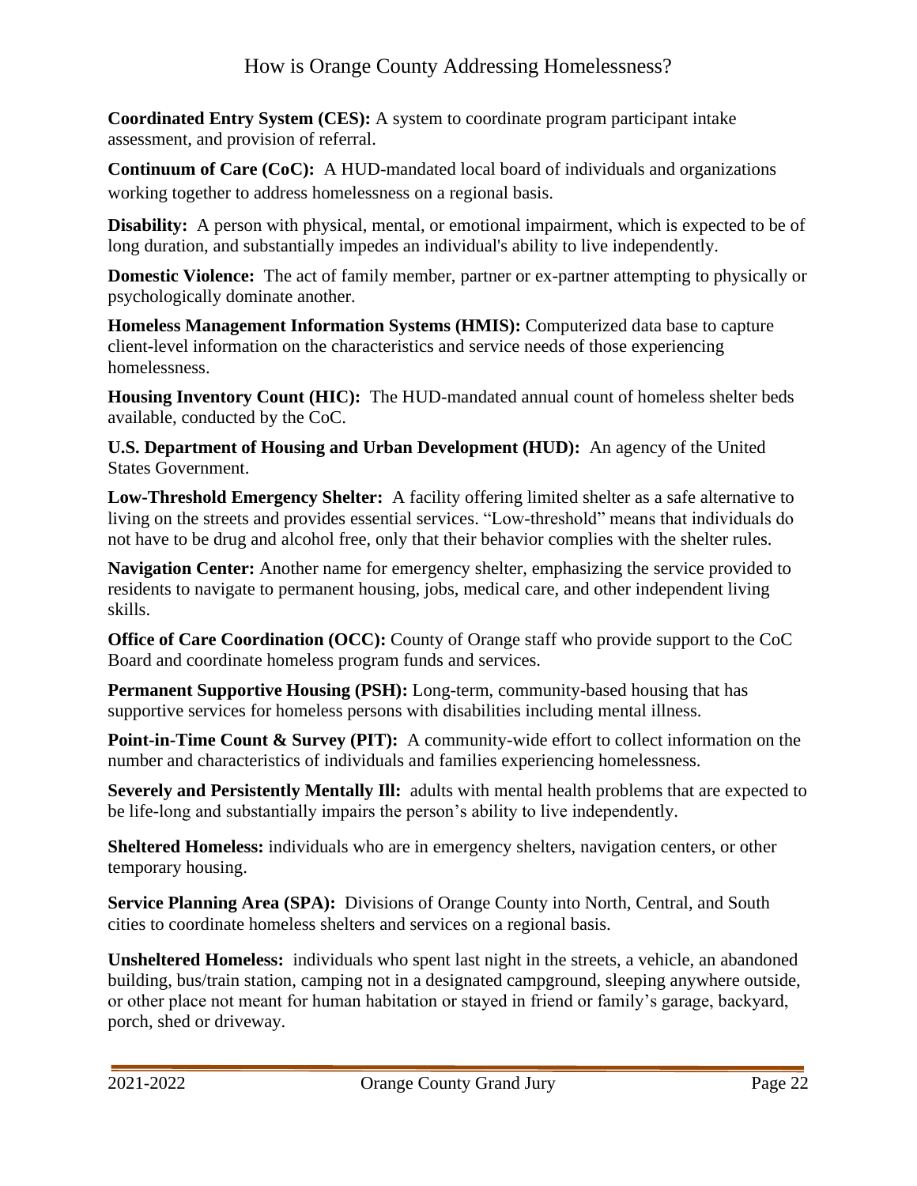**Coordinated Entry System (CES):** A system to coordinate program participant intake assessment, and provision of referral.

**Continuum of Care (CoC):** A HUD-mandated local board of individuals and organizations working together to address homelessness on a regional basis.

**Disability:** A person with physical, mental, or emotional impairment, which is expected to be of long duration, and substantially impedes an individual's ability to live independently.

**Domestic Violence:** The act of family member, partner or ex-partner attempting to physically or psychologically dominate another.

**Homeless Management Information Systems (HMIS):** Computerized data base to capture client-level information on the characteristics and service needs of those experiencing homelessness.

**Housing Inventory Count (HIC):** The HUD-mandated annual count of homeless shelter beds available, conducted by the CoC.

**U.S. Department of Housing and Urban Development (HUD):** An agency of the United States Government.

**Low-Threshold Emergency Shelter:** A facility offering limited shelter as a safe alternative to living on the streets and provides essential services. "Low-threshold" means that individuals do not have to be drug and alcohol free, only that their behavior complies with the shelter rules.

**Navigation Center:** Another name for emergency shelter, emphasizing the service provided to residents to navigate to permanent housing, jobs, medical care, and other independent living skills.

**Office of Care Coordination (OCC):** County of Orange staff who provide support to the CoC Board and coordinate homeless program funds and services.

**Permanent Supportive Housing (PSH):** Long-term, community-based housing that has supportive services for homeless persons with disabilities including mental illness.

**Point-in-Time Count & Survey (PIT):** A community-wide effort to collect information on the number and characteristics of individuals and families experiencing homelessness.

**Severely and Persistently Mentally Ill:** adults with mental health problems that are expected to be life-long and substantially impairs the person's ability to live independently.

**Sheltered Homeless:** individuals who are in emergency shelters, navigation centers, or other temporary housing.

**Service Planning Area (SPA):** Divisions of Orange County into North, Central, and South cities to coordinate homeless shelters and services on a regional basis.

**Unsheltered Homeless:** individuals who spent last night in the streets, a vehicle, an abandoned building, bus/train station, camping not in a designated campground, sleeping anywhere outside, or other place not meant for human habitation or stayed in friend or family's garage, backyard, porch, shed or driveway.